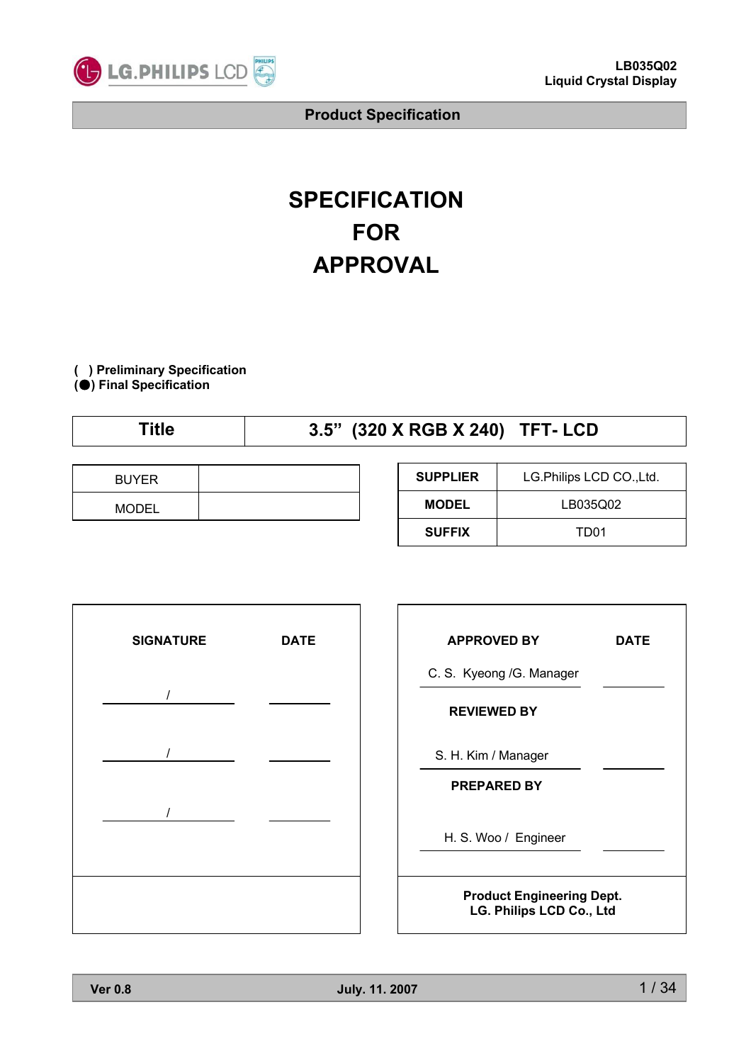# SPECIFICATION FOR APPROVAL

( ) **Preliminary Specification**
(●) **Final Specification**

| **Title** | **3.5” (320 X RGB X 240) TFT- LCD** |
|---|---|

| BUYER | |
|---|---|
| MODEL | |

| **SUPPLIER** | LG.Philips LCD CO.,Ltd. |
|---|---|
| **MODEL** | LB035Q02 |
| **SUFFIX** | TD01 |

| **SIGNATURE** | **DATE** |
|---|---|
| / | |
| / | |
| / | |

| **APPROVED BY** | **DATE** |
|---|---|
| C. S. Kyeong /G. Manager | |
| **REVIEWED BY** | |
| S. H. Kim / Manager | |
| **PREPARED BY** | |
| H. S. Woo / Engineer | |

**Product Engineering Dept.**
**LG. Philips LCD Co., Ltd**

Ver 0.8 — July. 11. 2007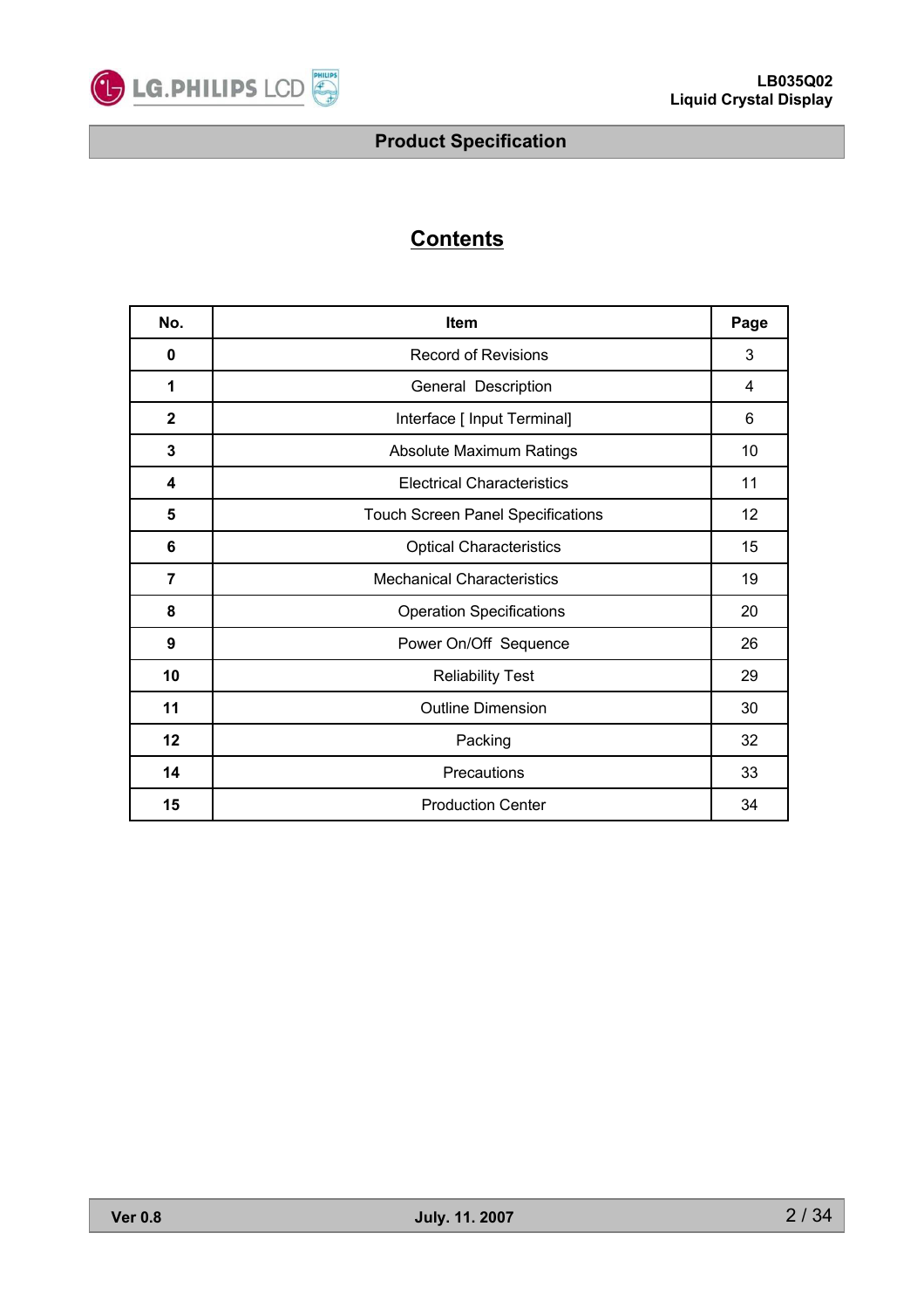# Product Specification

## Contents

| No. | Item | Page |
|---|---|---|
| **0** | Record of Revisions | 3 |
| **1** | General  Description | 4 |
| **2** | Interface [ Input Terminal] | 6 |
| **3** | Absolute Maximum Ratings | 10 |
| **4** | Electrical Characteristics | 11 |
| **5** | Touch Screen Panel Specifications | 12 |
| **6** | Optical Characteristics | 15 |
| **7** | Mechanical Characteristics | 19 |
| **8** | Operation Specifications | 20 |
| **9** | Power On/Off  Sequence | 26 |
| **10** | Reliability Test | 29 |
| **11** | Outline Dimension | 30 |
| **12** | Packing | 32 |
| **14** | Precautions | 33 |
| **15** | Production Center | 34 |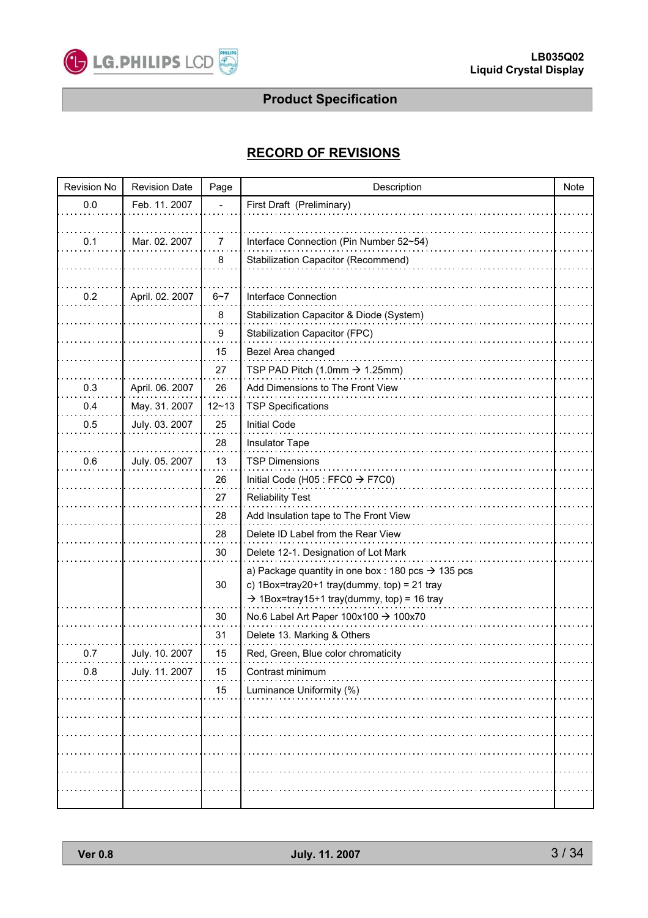## Product Specification

## RECORD OF REVISIONS

| Revision No | Revision Date | Page | Description | Note |
|---|---|---|---|---|
| 0.0 | Feb. 11. 2007 | - | First Draft (Preliminary) | |
| | | | | |
| 0.1 | Mar. 02. 2007 | 7 | Interface Connection (Pin Number 52~54) | |
| | | 8 | Stabilization Capacitor (Recommend) | |
| | | | | |
| 0.2 | April. 02. 2007 | 6~7 | Interface Connection | |
| | | 8 | Stabilization Capacitor & Diode (System) | |
| | | 9 | Stabilization Capacitor (FPC) | |
| | | 15 | Bezel Area changed | |
| | | 27 | TSP PAD Pitch (1.0mm → 1.25mm) | |
| 0.3 | April. 06. 2007 | 26 | Add Dimensions to The Front View | |
| 0.4 | May. 31. 2007 | 12~13 | TSP Specifications | |
| 0.5 | July. 03. 2007 | 25 | Initial Code | |
| | | 28 | Insulator Tape | |
| 0.6 | July. 05. 2007 | 13 | TSP Dimensions | |
| | | 26 | Initial Code (H05 : FFC0 → F7C0) | |
| | | 27 | Reliability Test | |
| | | 28 | Add Insulation tape to The Front View | |
| | | 28 | Delete ID Label from the Rear View | |
| | | 30 | Delete 12-1. Designation of Lot Mark | |
| | | 30 | a) Package quantity in one box : 180 pcs → 135 pcs<br>c) 1Box=tray20+1 tray(dummy, top) = 21 tray<br>→ 1Box=tray15+1 tray(dummy, top) = 16 tray | |
| | | 30 | No.6 Label Art Paper 100x100 → 100x70 | |
| | | 31 | Delete 13. Marking & Others | |
| 0.7 | July. 10. 2007 | 15 | Red, Green, Blue color chromaticity | |
| 0.8 | July. 11. 2007 | 15 | Contrast minimum | |
| | | 15 | Luminance Uniformity (%) | |
| | | | | |
| | | | | |
| | | | | |
| | | | | |
| | | | | |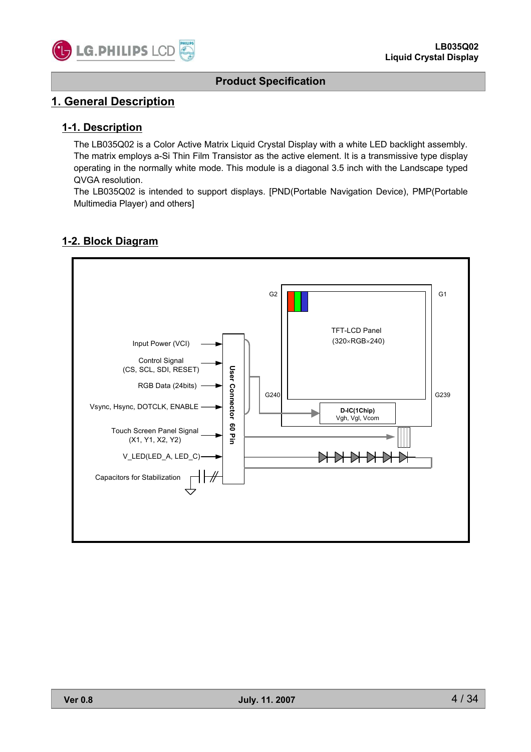# 1. General Description

## 1-1. Description

The LB035Q02 is a Color Active Matrix Liquid Crystal Display with a white LED backlight assembly. The matrix employs a-Si Thin Film Transistor as the active element. It is a transmissive type display operating in the normally white mode. This module is a diagonal 3.5 inch with the Landscape typed QVGA resolution.

The LB035Q02 is intended to support displays. [PND(Portable Navigation Device), PMP(Portable Multimedia Player) and others]

## 1-2. Block Diagram

Input Power (VCI)

Control Signal (CS, SCL, SDI, RESET)

RGB Data (24bits)

Vsync, Hsync, DOTCLK, ENABLE

Touch Screen Panel Signal (X1, Y1, X2, Y2)

V_LED(LED_A, LED_C)

Capacitors for Stabilization

User Connector 60 Pin

G2 G1

TFT-LCD Panel (320×RGB×240)

G240 G239

D-IC(1Chip) Vgh, Vgl, Vcom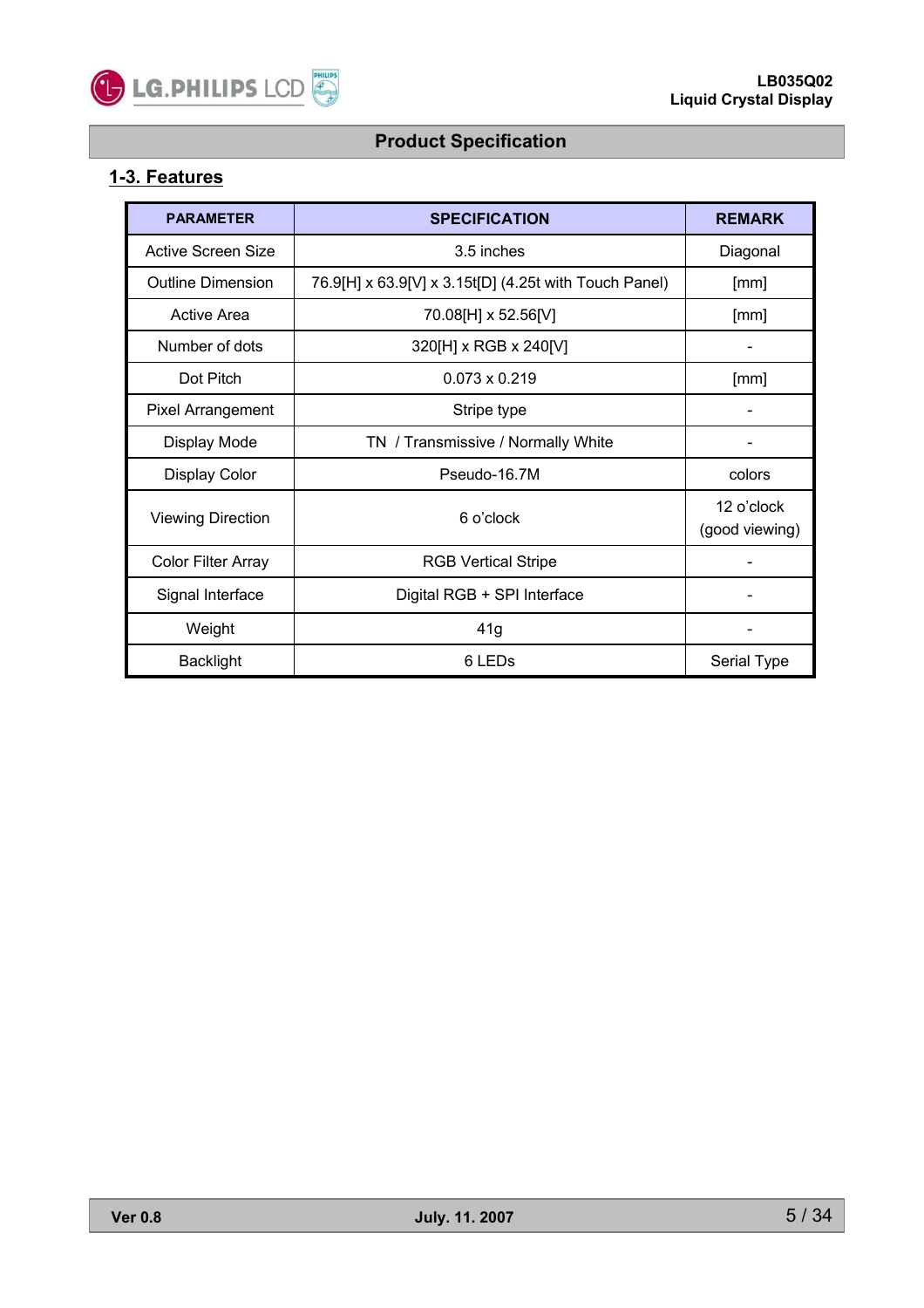## Product Specification

### 1-3. Features

| PARAMETER | SPECIFICATION | REMARK |
|---|---|---|
| Active Screen Size | 3.5 inches | Diagonal |
| Outline Dimension | 76.9[H] x 63.9[V] x 3.15t[D] (4.25t with Touch Panel) | [mm] |
| Active Area | 70.08[H] x 52.56[V] | [mm] |
| Number of dots | 320[H] x RGB x 240[V] | - |
| Dot Pitch | 0.073 x 0.219 | [mm] |
| Pixel Arrangement | Stripe type | - |
| Display Mode | TN / Transmissive / Normally White | - |
| Display Color | Pseudo-16.7M | colors |
| Viewing Direction | 6 o'clock | 12 o'clock (good viewing) |
| Color Filter Array | RGB Vertical Stripe | - |
| Signal Interface | Digital RGB + SPI Interface | - |
| Weight | 41g | - |
| Backlight | 6 LEDs | Serial Type |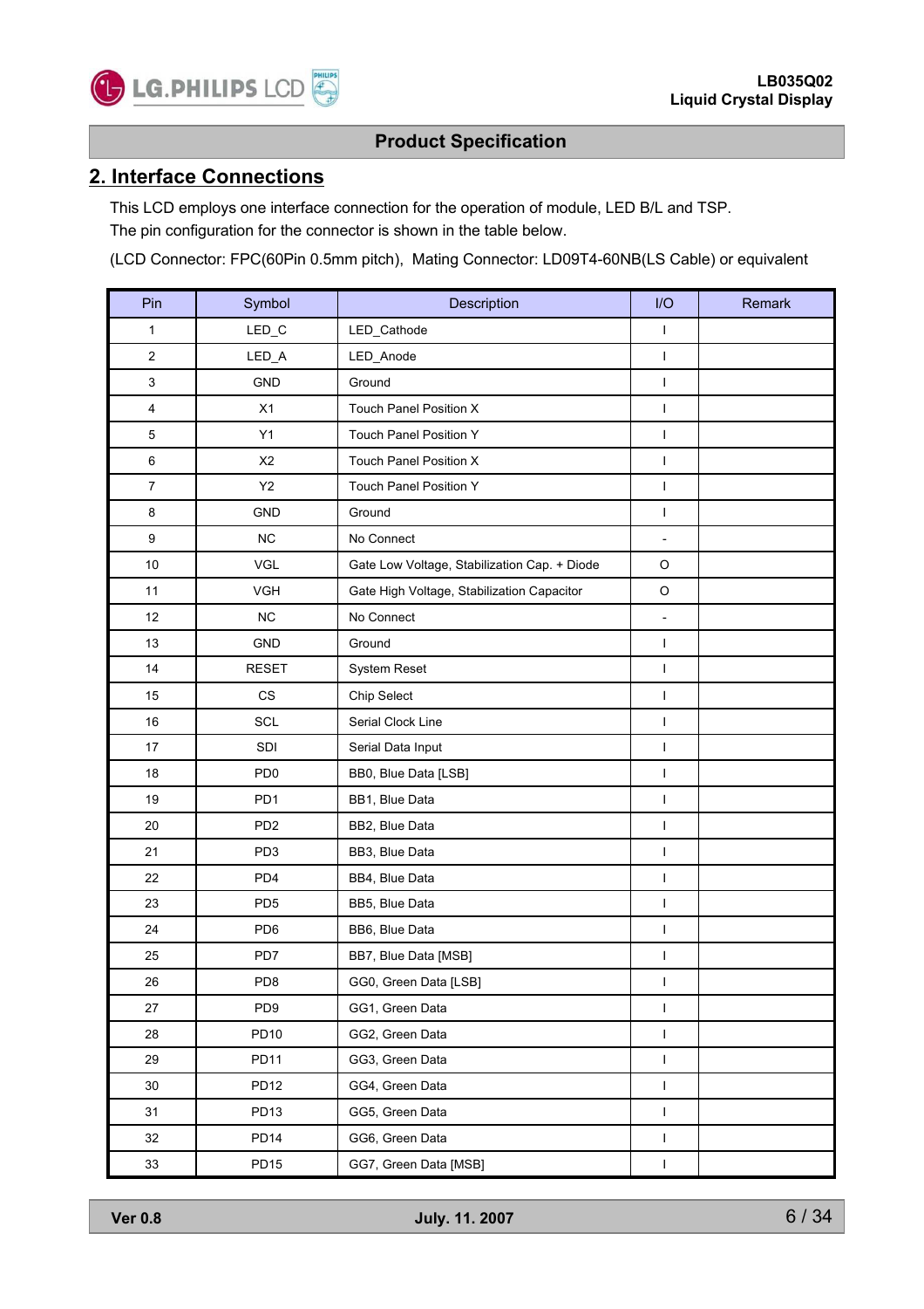## Product Specification

## 2. Interface Connections

This LCD employs one interface connection for the operation of module, LED B/L and TSP.
The pin configuration for the connector is shown in the table below.

(LCD Connector: FPC(60Pin 0.5mm pitch),  Mating Connector: LD09T4-60NB(LS Cable) or equivalent

| Pin | Symbol | Description | I/O | Remark |
|---|---|---|---|---|
| 1 | LED_C | LED_Cathode | I | |
| 2 | LED_A | LED_Anode | I | |
| 3 | GND | Ground | I | |
| 4 | X1 | Touch Panel Position X | I | |
| 5 | Y1 | Touch Panel Position Y | I | |
| 6 | X2 | Touch Panel Position X | I | |
| 7 | Y2 | Touch Panel Position Y | I | |
| 8 | GND | Ground | I | |
| 9 | NC | No Connect | - | |
| 10 | VGL | Gate Low Voltage, Stabilization Cap. + Diode | O | |
| 11 | VGH | Gate High Voltage, Stabilization Capacitor | O | |
| 12 | NC | No Connect | - | |
| 13 | GND | Ground | I | |
| 14 | RESET | System Reset | I | |
| 15 | CS | Chip Select | I | |
| 16 | SCL | Serial Clock Line | I | |
| 17 | SDI | Serial Data Input | I | |
| 18 | PD0 | BB0, Blue Data [LSB] | I | |
| 19 | PD1 | BB1, Blue Data | I | |
| 20 | PD2 | BB2, Blue Data | I | |
| 21 | PD3 | BB3, Blue Data | I | |
| 22 | PD4 | BB4, Blue Data | I | |
| 23 | PD5 | BB5, Blue Data | I | |
| 24 | PD6 | BB6, Blue Data | I | |
| 25 | PD7 | BB7, Blue Data [MSB] | I | |
| 26 | PD8 | GG0, Green Data [LSB] | I | |
| 27 | PD9 | GG1, Green Data | I | |
| 28 | PD10 | GG2, Green Data | I | |
| 29 | PD11 | GG3, Green Data | I | |
| 30 | PD12 | GG4, Green Data | I | |
| 31 | PD13 | GG5, Green Data | I | |
| 32 | PD14 | GG6, Green Data | I | |
| 33 | PD15 | GG7, Green Data [MSB] | I | |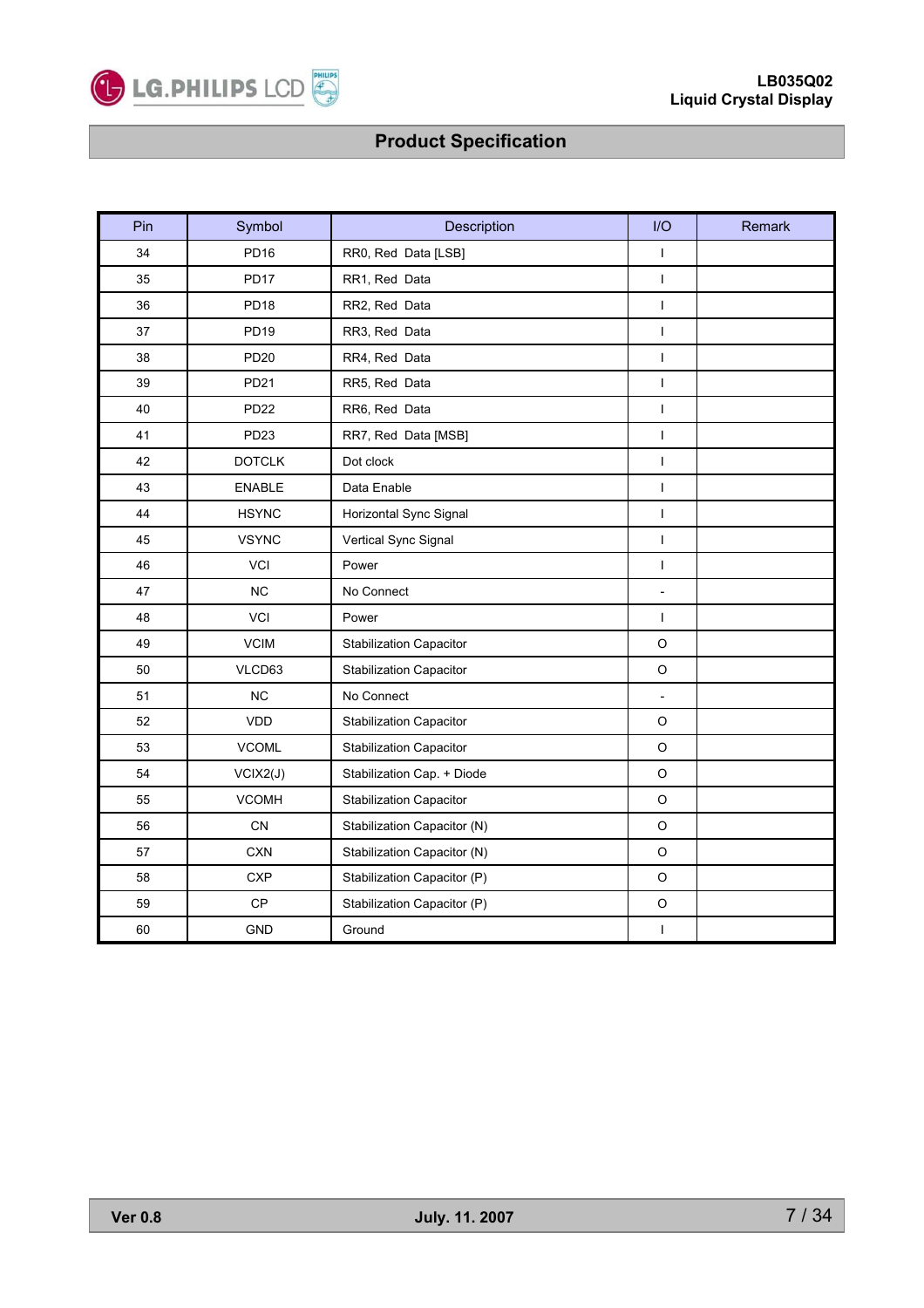| Pin | Symbol | Description | I/O | Remark |
|---|---|---|---|---|
| 34 | PD16 | RR0, Red Data [LSB] | I | |
| 35 | PD17 | RR1, Red Data | I | |
| 36 | PD18 | RR2, Red Data | I | |
| 37 | PD19 | RR3, Red Data | I | |
| 38 | PD20 | RR4, Red Data | I | |
| 39 | PD21 | RR5, Red Data | I | |
| 40 | PD22 | RR6, Red Data | I | |
| 41 | PD23 | RR7, Red Data [MSB] | I | |
| 42 | DOTCLK | Dot clock | I | |
| 43 | ENABLE | Data Enable | I | |
| 44 | HSYNC | Horizontal Sync Signal | I | |
| 45 | VSYNC | Vertical Sync Signal | I | |
| 46 | VCI | Power | I | |
| 47 | NC | No Connect | - | |
| 48 | VCI | Power | I | |
| 49 | VCIM | Stabilization Capacitor | O | |
| 50 | VLCD63 | Stabilization Capacitor | O | |
| 51 | NC | No Connect | - | |
| 52 | VDD | Stabilization Capacitor | O | |
| 53 | VCOML | Stabilization Capacitor | O | |
| 54 | VCIX2(J) | Stabilization Cap. + Diode | O | |
| 55 | VCOMH | Stabilization Capacitor | O | |
| 56 | CN | Stabilization Capacitor (N) | O | |
| 57 | CXN | Stabilization Capacitor (N) | O | |
| 58 | CXP | Stabilization Capacitor (P) | O | |
| 59 | CP | Stabilization Capacitor (P) | O | |
| 60 | GND | Ground | I | |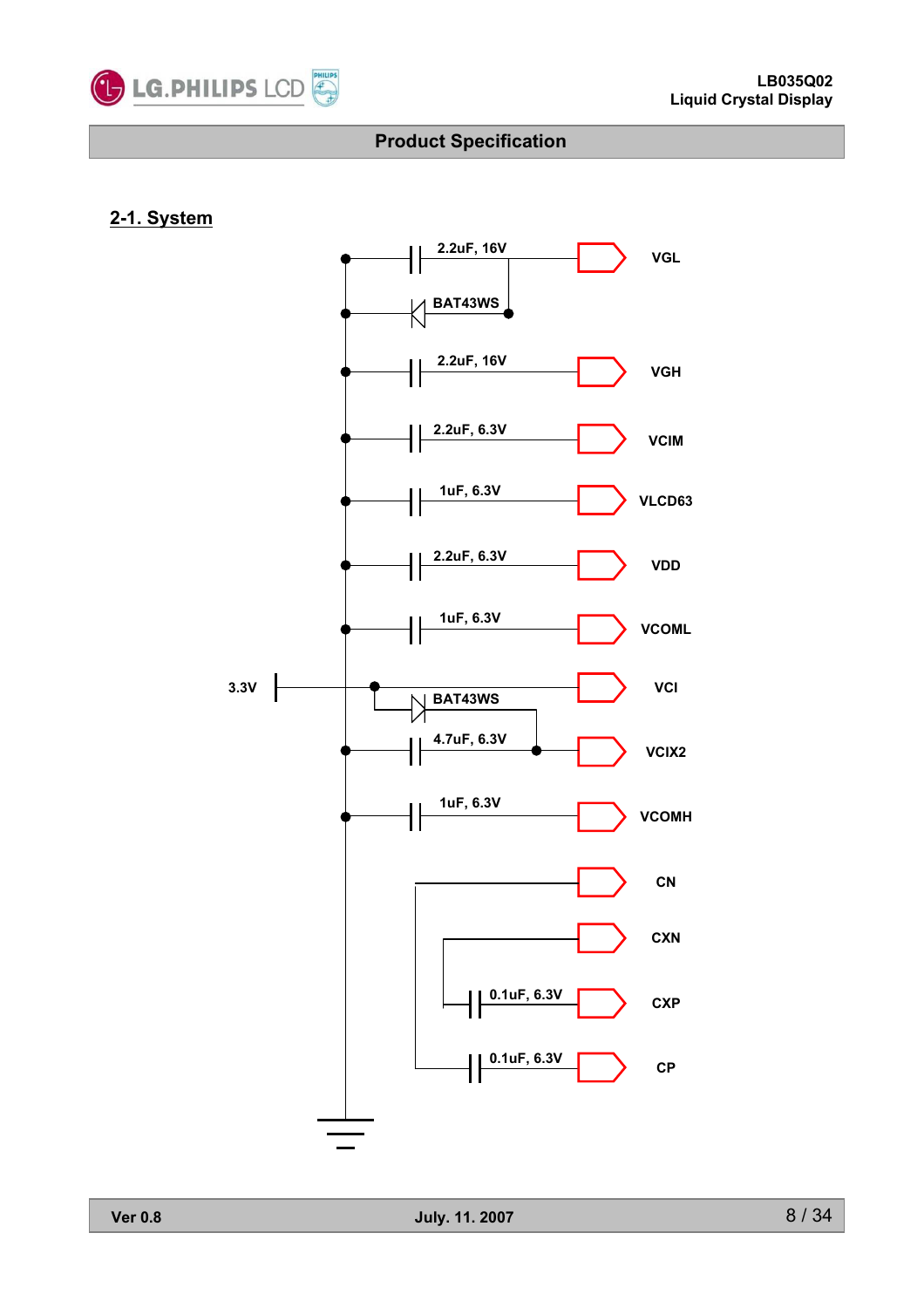## 2-1. System

2.2uF, 16V — VGL

BAT43WS

2.2uF, 16V — VGH

2.2uF, 6.3V — VCIM

1uF, 6.3V — VLCD63

2.2uF, 6.3V — VDD

1uF, 6.3V — VCOML

3.3V — VCI

BAT43WS

4.7uF, 6.3V — VCIX2

1uF, 6.3V — VCOMH

CN

CXN

0.1uF, 6.3V — CXP

0.1uF, 6.3V — CP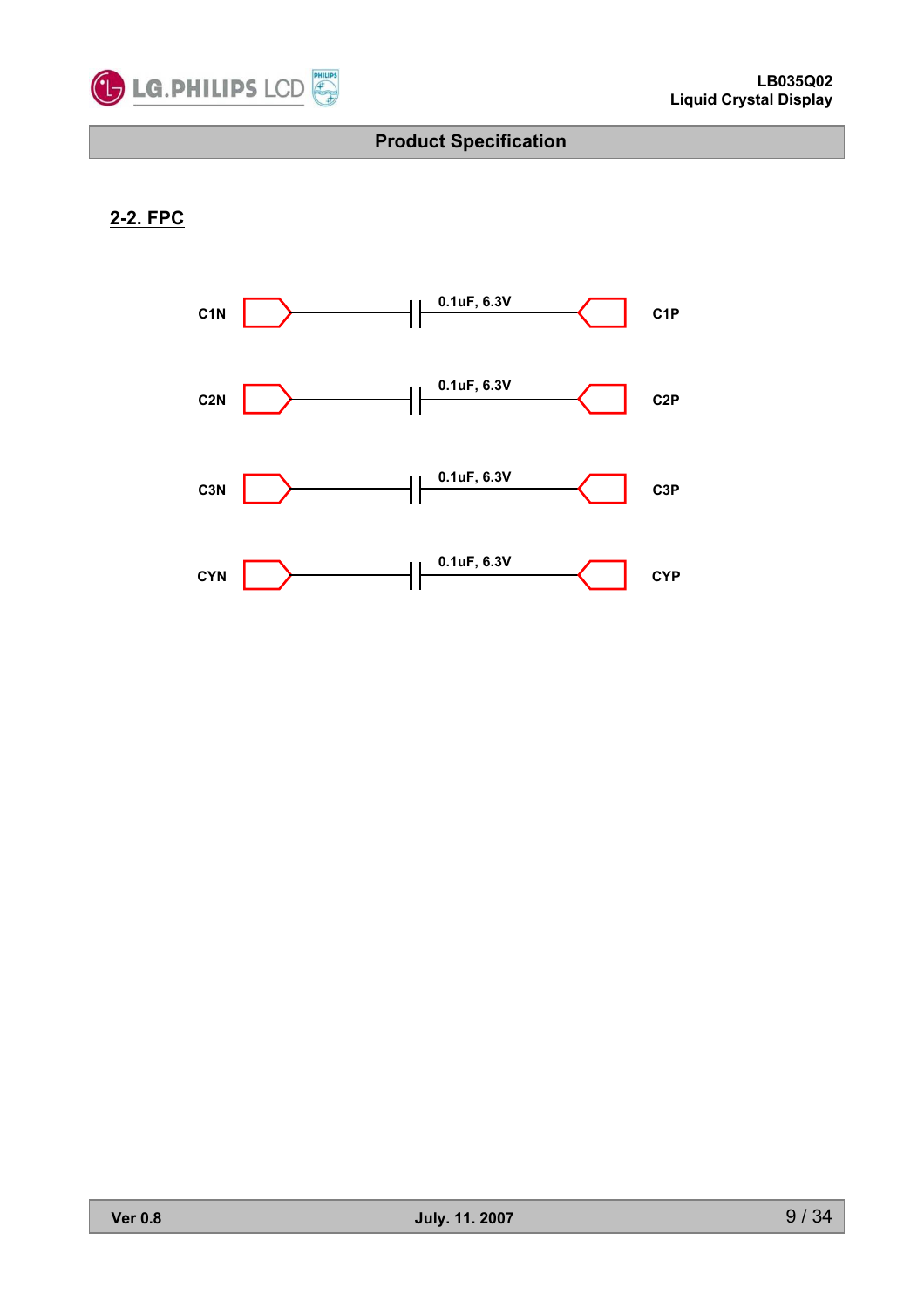## 2-2. FPC

C1N — 0.1uF, 6.3V — C1P

C2N — 0.1uF, 6.3V — C2P

C3N — 0.1uF, 6.3V — C3P

CYN — 0.1uF, 6.3V — CYP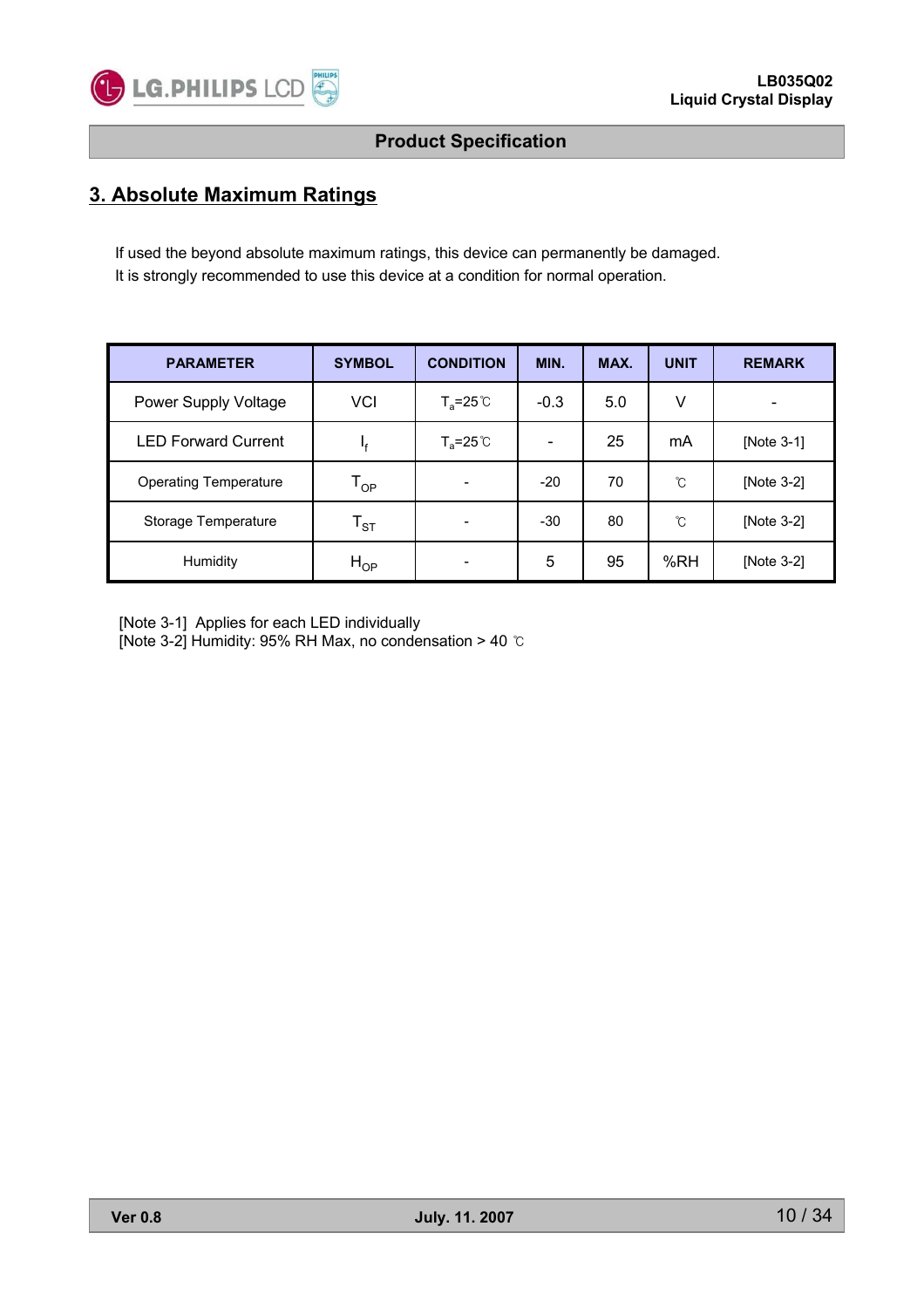## 3. Absolute Maximum Ratings

If used the beyond absolute maximum ratings, this device can permanently be damaged.
It is strongly recommended to use this device at a condition for normal operation.

| PARAMETER | SYMBOL | CONDITION | MIN. | MAX. | UNIT | REMARK |
|---|---|---|---|---|---|---|
| Power Supply Voltage | VCI | $T_a$=25℃ | -0.3 | 5.0 | V | - |
| LED Forward Current | $I_f$ | $T_a$=25℃ | - | 25 | mA | [Note 3-1] |
| Operating Temperature | $T_{OP}$ | - | -20 | 70 | ℃ | [Note 3-2] |
| Storage Temperature | $T_{ST}$ | - | -30 | 80 | ℃ | [Note 3-2] |
| Humidity | $H_{OP}$ | - | 5 | 95 | %RH | [Note 3-2] |

[Note 3-1] Applies for each LED individually
[Note 3-2] Humidity: 95% RH Max, no condensation > 40 ℃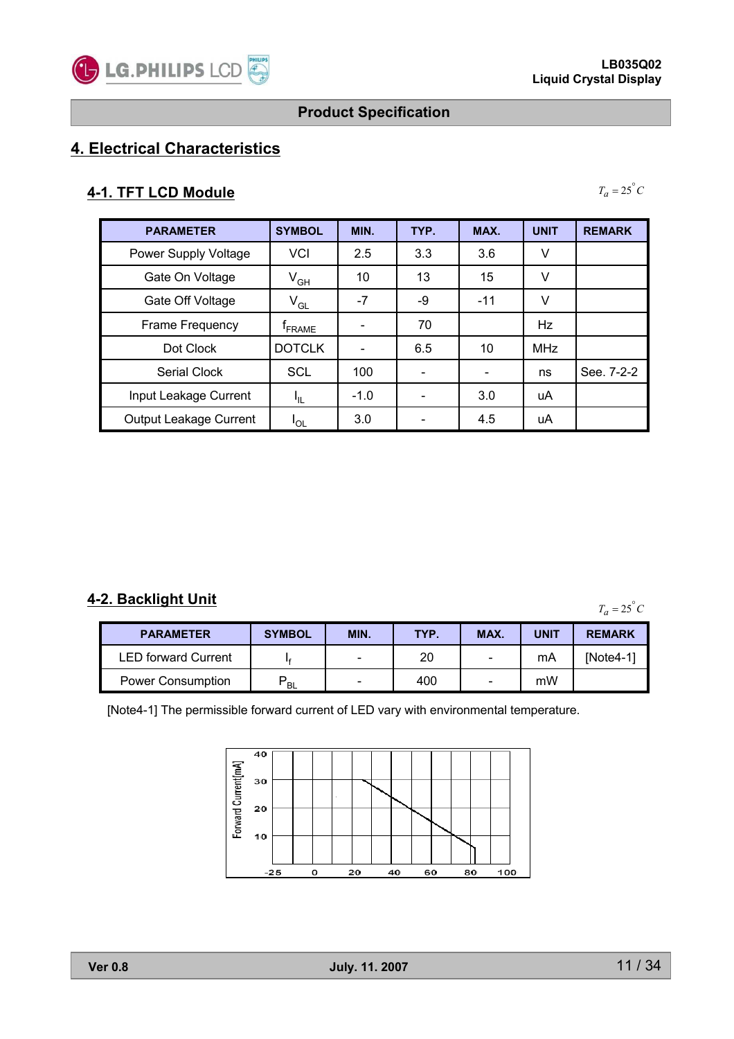## 4. Electrical Characteristics

### 4-1. TFT LCD Module

$T_a = 25^{\circ}C$

| PARAMETER | SYMBOL | MIN. | TYP. | MAX. | UNIT | REMARK |
|---|---|---|---|---|---|---|
| Power Supply Voltage | VCI | 2.5 | 3.3 | 3.6 | V | |
| Gate On Voltage | $V_{GH}$ | 10 | 13 | 15 | V | |
| Gate Off Voltage | $V_{GL}$ | -7 | -9 | -11 | V | |
| Frame Frequency | $f_{FRAME}$ | - | 70 | | Hz | |
| Dot Clock | DOTCLK | - | 6.5 | 10 | MHz | |
| Serial Clock | SCL | 100 | - | - | ns | See. 7-2-2 |
| Input Leakage Current | $I_{IL}$ | -1.0 | - | 3.0 | uA | |
| Output Leakage Current | $I_{OL}$ | 3.0 | - | 4.5 | uA | |

### 4-2. Backlight Unit

$T_a = 25^{\circ}C$

| PARAMETER | SYMBOL | MIN. | TYP. | MAX. | UNIT | REMARK |
|---|---|---|---|---|---|---|
| LED forward Current | $I_f$ | - | 20 | - | mA | [Note4-1] |
| Power Consumption | $P_{BL}$ | - | 400 | - | mW | |

[Note4-1] The permissible forward current of LED vary with environmental temperature.

Forward Current[mA] (10, 20, 30, 40) vs. (-25, 0, 20, 40, 60, 80, 100)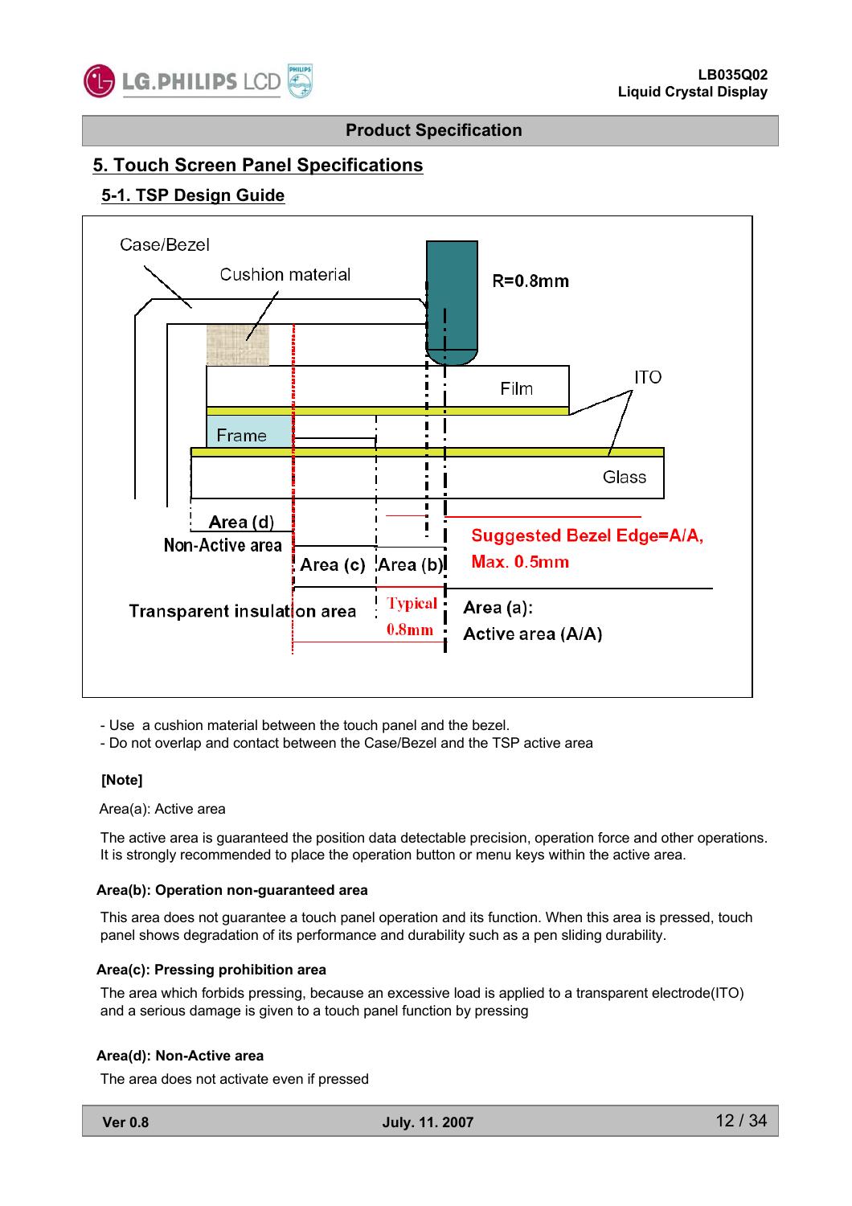## 5. Touch Screen Panel Specifications

### 5-1. TSP Design Guide

Case/Bezel

Cushion material

R=0.8mm

Film

ITO

Frame

Glass

Area (d)

Non-Active area

Suggested Bezel Edge=A/A, Max. 0.5mm

Area (c)

Area (b)

Transparent insulation area

Typical 0.8mm

Area (a): Active area (A/A)

- Use a cushion material between the touch panel and the bezel.
- Do not overlap and contact between the Case/Bezel and the TSP active area

**[Note]**

Area(a): Active area

The active area is guaranteed the position data detectable precision, operation force and other operations. It is strongly recommended to place the operation button or menu keys within the active area.

**Area(b): Operation non-guaranteed area**

This area does not guarantee a touch panel operation and its function. When this area is pressed, touch panel shows degradation of its performance and durability such as a pen sliding durability.

**Area(c): Pressing prohibition area**

The area which forbids pressing, because an excessive load is applied to a transparent electrode(ITO) and a serious damage is given to a touch panel function by pressing

**Area(d): Non-Active area**

The area does not activate even if pressed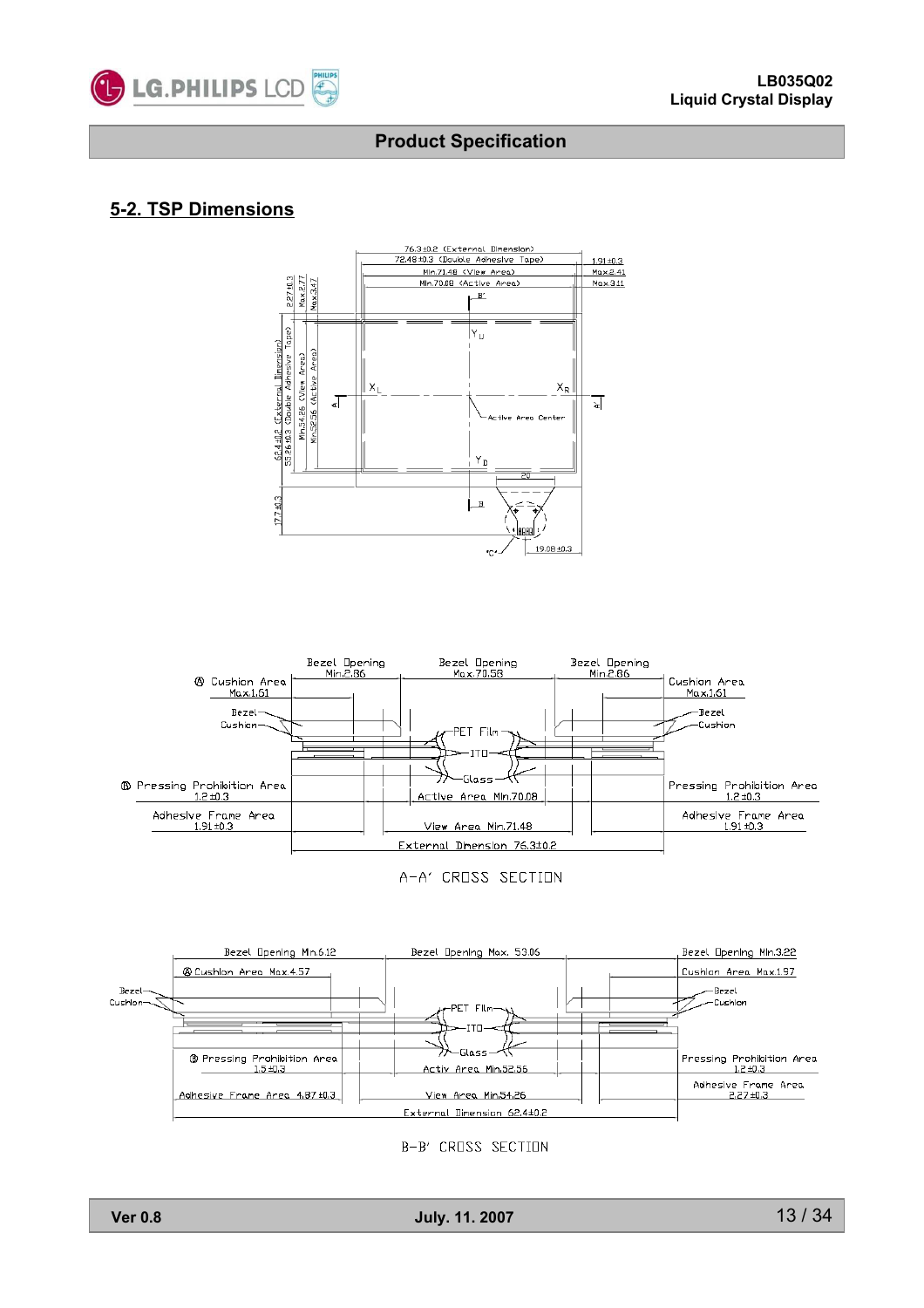## 5-2. TSP Dimensions

76.3±0.2 (External Dimension)
72.48±0.3 (Double Adhesive Tape)
Min.71.48 (View Area)
Min.70.08 (Active Area)

1.91±0.3
Max.2.41
Max.3.11

2.27±0.3
Max.2.77
Max.3.47

62.4±0.2 (External Dimension)
55.86±0.3 (Double Adhesive Tape)
Min.54.26 (View Area)
Min.52.56 (Active Area)

17.7±0.3

20

19.08±0.3

$Y_U$, $X_L$, $X_R$, $Y_D$

Active Area Center

A, A', B, B', "C"

Bezel Opening Min.2.86 | Bezel Opening Max.70.58 | Bezel Opening Min.2.86

Ⓐ Cushion Area Max.1.61 | Cushion Area Max.1.61

Bezel, Cushion, PET Film, ITO, Glass

Ⓑ Pressing Prohibition Area 1.2±0.3 | Pressing Prohibition Area 1.2±0.3

Active Area Min.70.08

Adhesive Frame Area 1.91±0.3 | Adhesive Frame Area 1.91±0.3

View Area Min.71.48

External Dimension 76.3±0.2

A-A' CROSS SECTION

Bezel Opening Min.6.12 | Bezel Opening Max. 53.06 | Bezel Opening Min.3.22

Ⓐ Cushion Area Max.4.57 | Cushion Area Max.1.97

Bezel, Cushion, PET Film, ITO, Glass

Ⓑ Pressing Prohibition Area 1.5±0.3 | Pressing Prohibition Area 1.2±0.3

Activ Area Min.52.56

Adhesive Frame Area 4.87±0.3 | Adhesive Frame Area 2.27±0.3

View Area Min.54.26

External Dimension 62.4±0.2

B-B' CROSS SECTION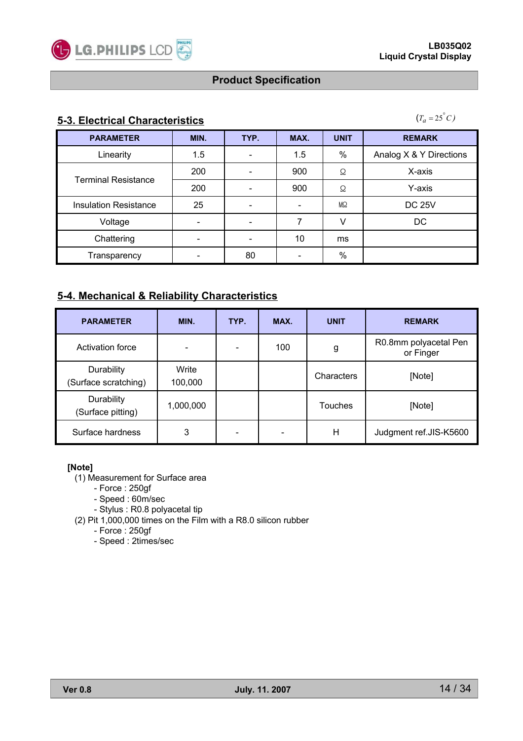## 5-3. Electrical Characteristics

$(T_a = 25^{\circ}C)$

| PARAMETER | MIN. | TYP. | MAX. | UNIT | REMARK |
|---|---|---|---|---|---|
| Linearity | 1.5 | - | 1.5 | % | Analog X & Y Directions |
| Terminal Resistance | 200 | - | 900 | Ω | X-axis |
| | 200 | - | 900 | Ω | Y-axis |
| Insulation Resistance | 25 | - | - | MΩ | DC 25V |
| Voltage | - | - | 7 | V | DC |
| Chattering | - | - | 10 | ms | |
| Transparency | - | 80 | - | % | |

## 5-4. Mechanical & Reliability Characteristics

| PARAMETER | MIN. | TYP. | MAX. | UNIT | REMARK |
|---|---|---|---|---|---|
| Activation force | - | - | 100 | g | R0.8mm polyacetal Pen or Finger |
| Durability (Surface scratching) | Write 100,000 | | | Characters | [Note] |
| Durability (Surface pitting) | 1,000,000 | | | Touches | [Note] |
| Surface hardness | 3 | - | - | H | Judgment ref.JIS-K5600 |

**[Note]**

(1) Measurement for Surface area
- Force : 250gf
- Speed : 60m/sec
- Stylus : R0.8 polyacetal tip

(2) Pit 1,000,000 times on the Film with a R8.0 silicon rubber
- Force : 250gf
- Speed : 2times/sec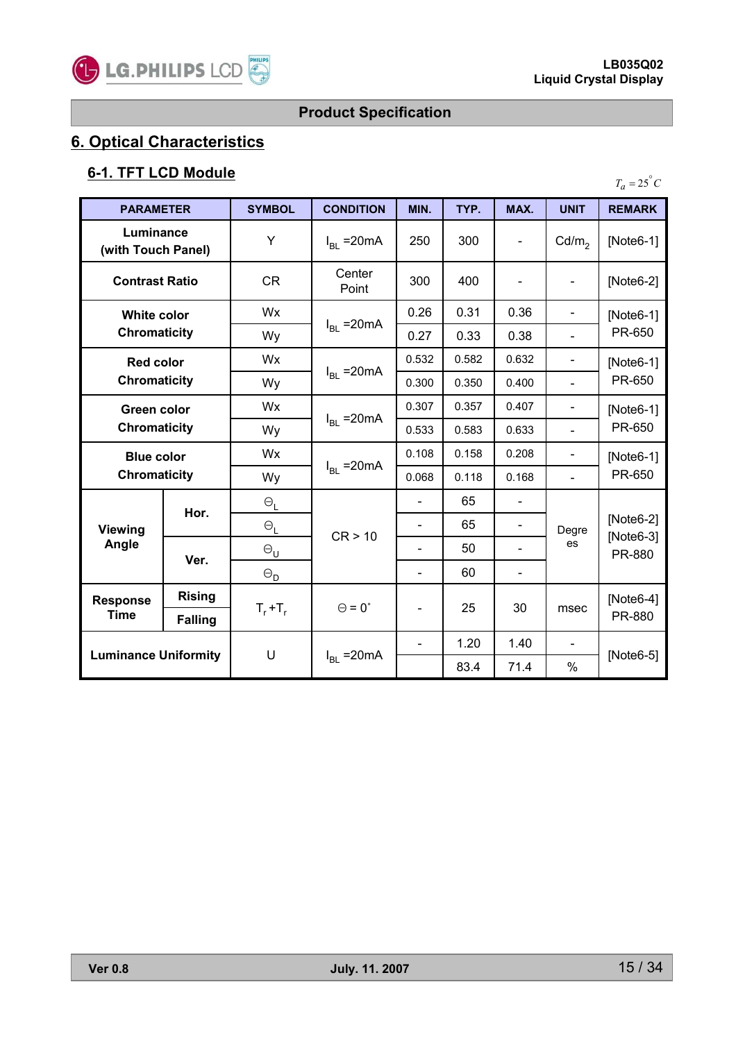## Product Specification

# 6. Optical Characteristics

## 6-1. TFT LCD Module

$T_a = 25^\circ C$

| PARAMETER | | SYMBOL | CONDITION | MIN. | TYP. | MAX. | UNIT | REMARK |
|---|---|---|---|---|---|---|---|---|
| Luminance (with Touch Panel) | | Y | $I_{BL}$ =20mA | 250 | 300 | - | $Cd/m_2$ | [Note6-1] |
| Contrast Ratio | | CR | Center Point | 300 | 400 | - | - | [Note6-2] |
| White color Chromaticity | | Wx | $I_{BL}$ =20mA | 0.26 | 0.31 | 0.36 | - | [Note6-1] PR-650 |
| | | Wy | | 0.27 | 0.33 | 0.38 | - | |
| Red color Chromaticity | | Wx | $I_{BL}$ =20mA | 0.532 | 0.582 | 0.632 | - | [Note6-1] PR-650 |
| | | Wy | | 0.300 | 0.350 | 0.400 | - | |
| Green color Chromaticity | | Wx | $I_{BL}$ =20mA | 0.307 | 0.357 | 0.407 | - | [Note6-1] PR-650 |
| | | Wy | | 0.533 | 0.583 | 0.633 | - | |
| Blue color Chromaticity | | Wx | $I_{BL}$ =20mA | 0.108 | 0.158 | 0.208 | - | [Note6-1] PR-650 |
| | | Wy | | 0.068 | 0.118 | 0.168 | - | |
| Viewing Angle | Hor. | $\Theta_L$ | CR > 10 | - | 65 | - | Degrees | [Note6-2] [Note6-3] PR-880 |
| | | $\Theta_L$ | | - | 65 | - | | |
| | Ver. | $\Theta_U$ | | - | 50 | - | | |
| | | $\Theta_D$ | | - | 60 | - | | |
| Response Time | Rising | $T_r + T_r$ | $\Theta = 0^\circ$ | - | 25 | 30 | msec | [Note6-4] PR-880 |
| | Falling | | | | | | | |
| Luminance Uniformity | | U | $I_{BL}$ =20mA | - | 1.20 | 1.40 | - | [Note6-5] |
| | | | | | 83.4 | 71.4 | % | |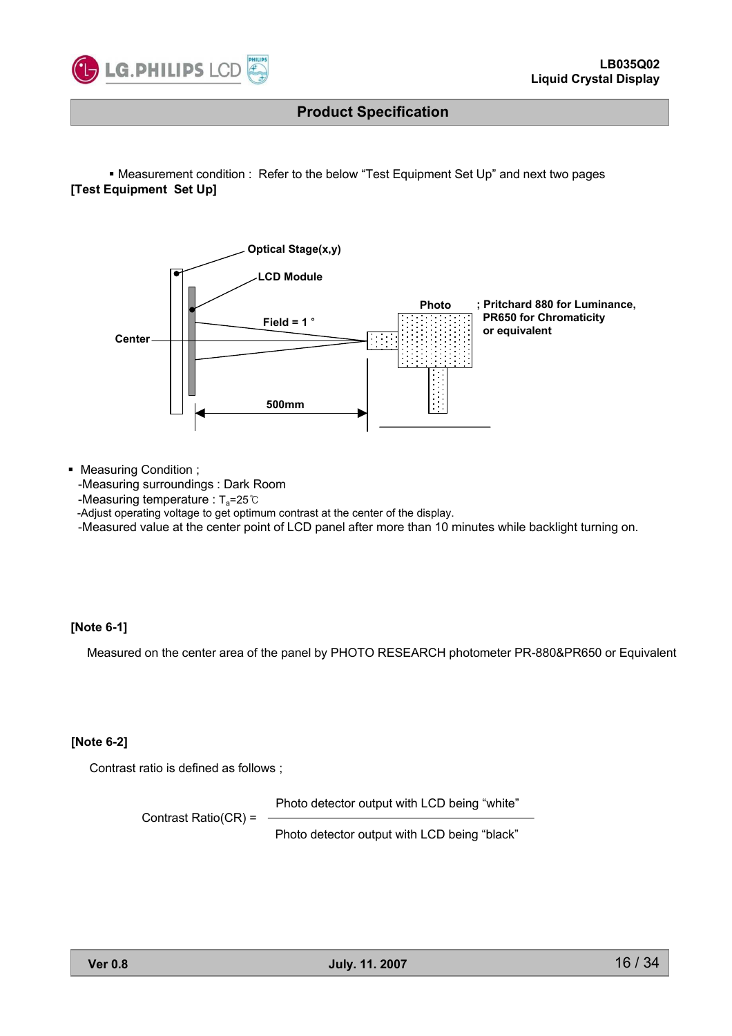▪ Measurement condition : Refer to the below "Test Equipment Set Up" and next two pages

**[Test Equipment Set Up]**

Optical Stage(x,y)

LCD Module

Field = 1 °

Center

Photo ; Pritchard 880 for Luminance, PR650 for Chromaticity or equivalent

500mm

- Measuring Condition ;
  - -Measuring surroundings : Dark Room
  - -Measuring temperature : $T_a$=25℃
  - -Adjust operating voltage to get optimum contrast at the center of the display.
  - -Measured value at the center point of LCD panel after more than 10 minutes while backlight turning on.

**[Note 6-1]**

Measured on the center area of the panel by PHOTO RESEARCH photometer PR-880&PR650 or Equivalent

**[Note 6-2]**

Contrast ratio is defined as follows ;

$$\text{Contrast Ratio(CR)} = \frac{\text{Photo detector output with LCD being "white"}}{\text{Photo detector output with LCD being "black"}}$$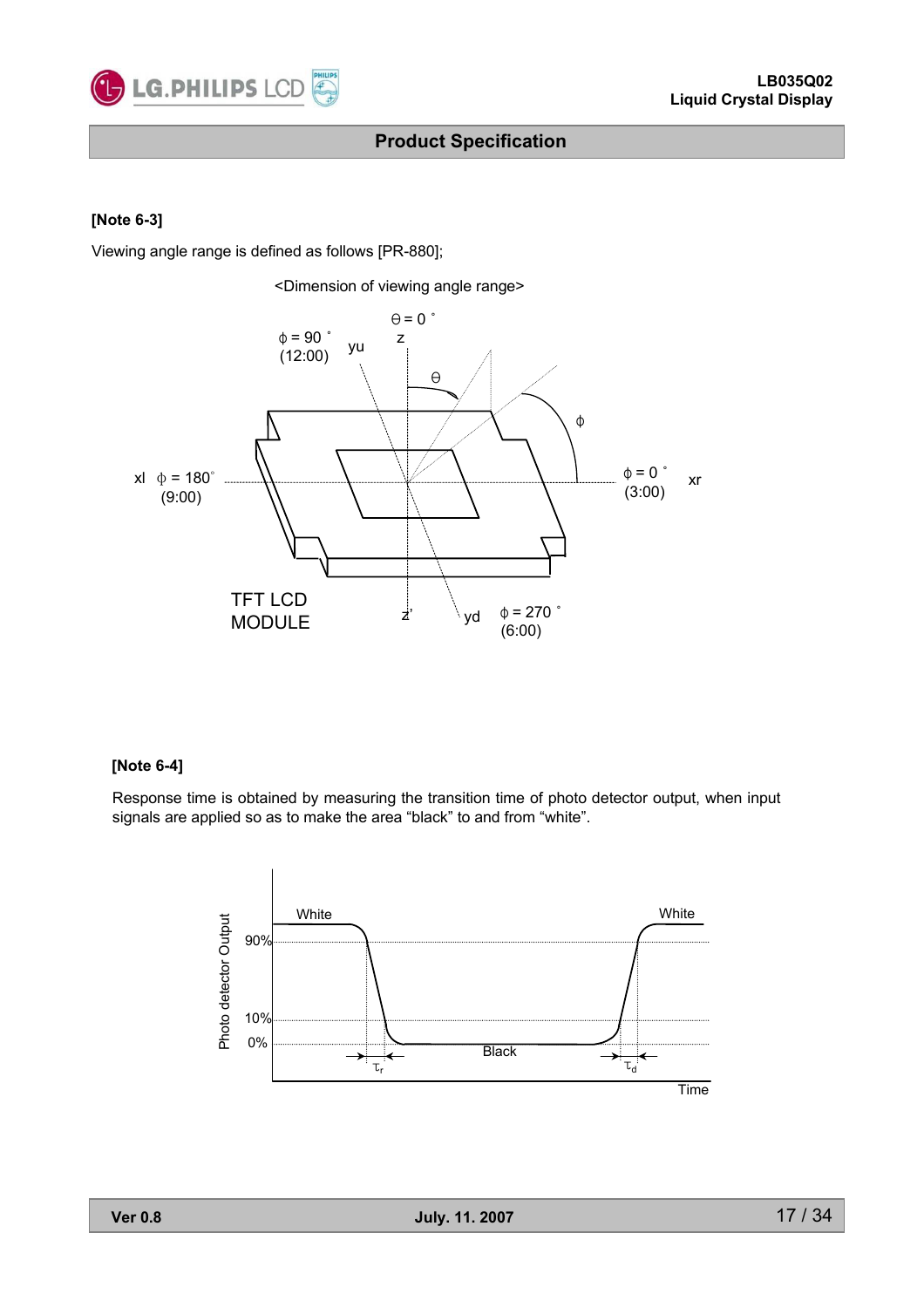**[Note 6-3]**

Viewing angle range is defined as follows [PR-880];

<Dimension of viewing angle range>

ϕ = 90 ° (12:00) yu

Θ = 0 ° z

Θ

ϕ

xl ϕ = 180° (9:00)

ϕ = 0 ° (3:00) xr

TFT LCD MODULE

z'

yd ϕ = 270 ° (6:00)

**[Note 6-4]**

Response time is obtained by measuring the transition time of photo detector output, when input signals are applied so as to make the area "black" to and from "white".

Photo detector Output

White

White

90%

10%

0%

Black

$\tau_r$

$\tau_d$

Time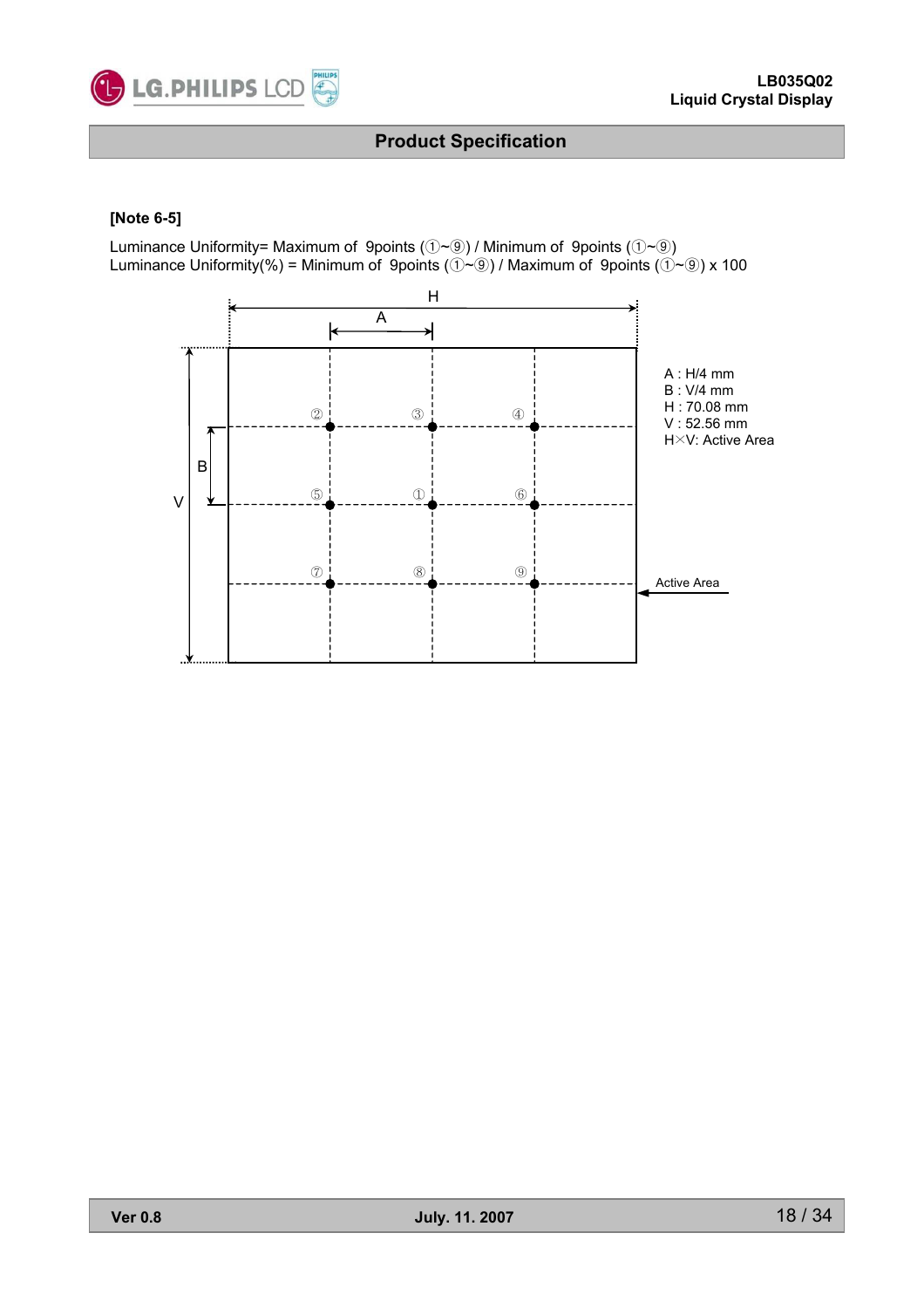**[Note 6-5]**

Luminance Uniformity= Maximum of 9points (①~⑨) / Minimum of 9points (①~⑨)
Luminance Uniformity(%) = Minimum of 9points (①~⑨) / Maximum of 9points (①~⑨) x 100

A : H/4 mm
B : V/4 mm
H : 70.08 mm
V : 52.56 mm
H×V: Active Area

Active Area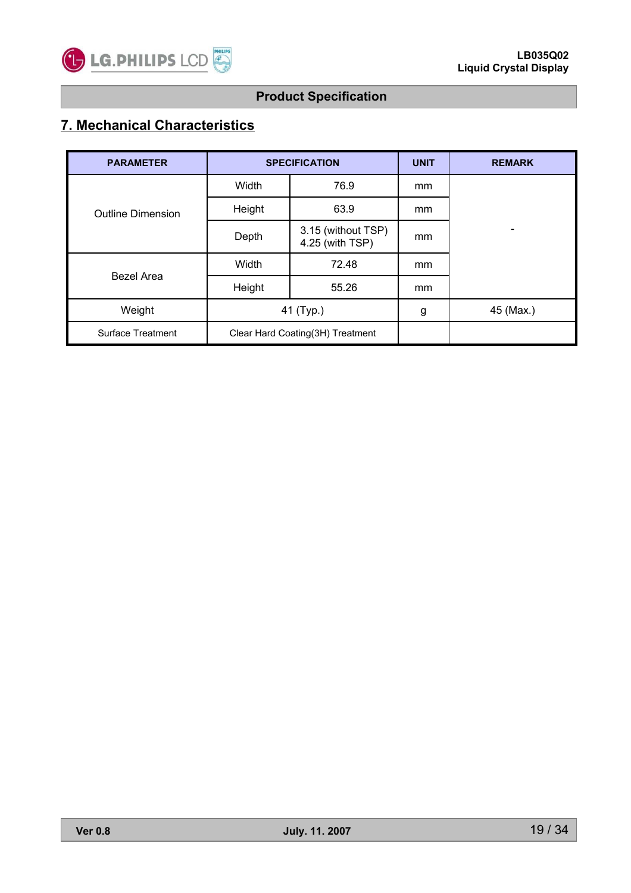## 7. Mechanical Characteristics

| PARAMETER | SPECIFICATION | | UNIT | REMARK |
|---|---|---|---|---|
| Outline Dimension | Width | 76.9 | mm | - |
| | Height | 63.9 | mm | |
| | Depth | 3.15 (without TSP)<br>4.25 (with TSP) | mm | |
| Bezel Area | Width | 72.48 | mm | |
| | Height | 55.26 | mm | |
| Weight | 41 (Typ.) | | g | 45 (Max.) |
| Surface Treatment | Clear Hard Coating(3H) Treatment | | | |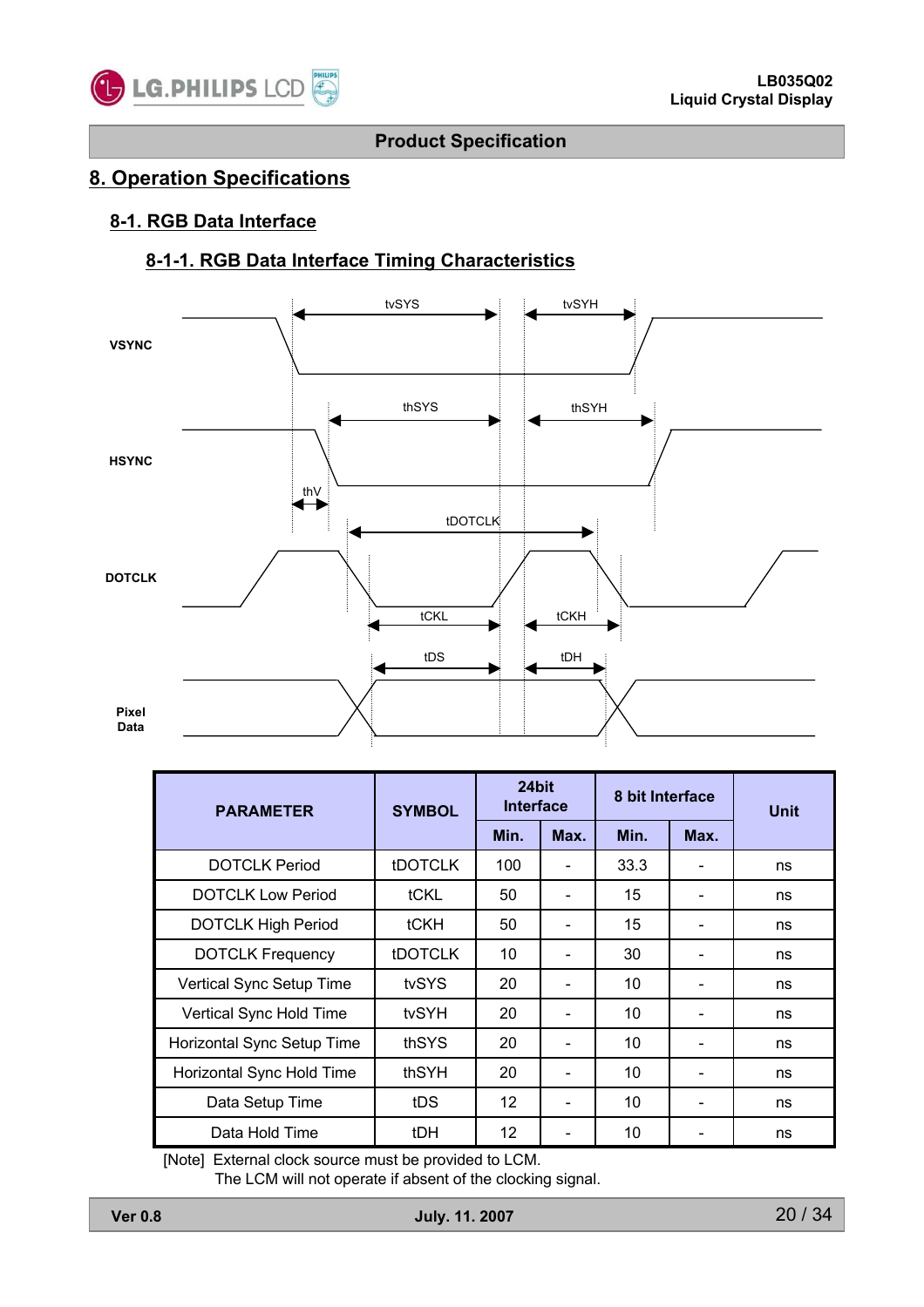## 8. Operation Specifications

### 8-1. RGB Data Interface

#### 8-1-1. RGB Data Interface Timing Characteristics

| PARAMETER | SYMBOL | 24bit Interface | | 8 bit Interface | | Unit |
|---|---|---|---|---|---|---|
| | | Min. | Max. | Min. | Max. | |
| DOTCLK Period | tDOTCLK | 100 | - | 33.3 | - | ns |
| DOTCLK Low Period | tCKL | 50 | - | 15 | - | ns |
| DOTCLK High Period | tCKH | 50 | - | 15 | - | ns |
| DOTCLK Frequency | tDOTCLK | 10 | - | 30 | - | ns |
| Vertical Sync Setup Time | tvSYS | 20 | - | 10 | - | ns |
| Vertical Sync Hold Time | tvSYH | 20 | - | 10 | - | ns |
| Horizontal Sync Setup Time | thSYS | 20 | - | 10 | - | ns |
| Horizontal Sync Hold Time | thSYH | 20 | - | 10 | - | ns |
| Data Setup Time | tDS | 12 | - | 10 | - | ns |
| Data Hold Time | tDH | 12 | - | 10 | - | ns |

[Note] External clock source must be provided to LCM.
The LCM will not operate if absent of the clocking signal.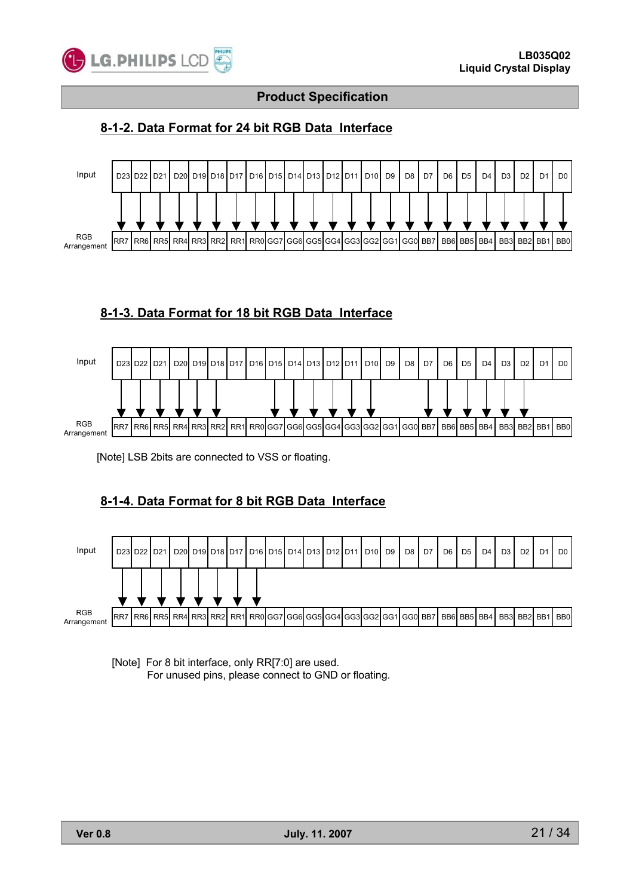## 8-1-2. Data Format for 24 bit RGB Data Interface

| Input | D23 | D22 | D21 | D20 | D19 | D18 | D17 | D16 | D15 | D14 | D13 | D12 | D11 | D10 | D9 | D8 | D7 | D6 | D5 | D4 | D3 | D2 | D1 | D0 |
|---|---|---|---|---|---|---|---|---|---|---|---|---|---|---|---|---|---|---|---|---|---|---|---|---|
| | ↓ | ↓ | ↓ | ↓ | ↓ | ↓ | ↓ | ↓ | ↓ | ↓ | ↓ | ↓ | ↓ | ↓ | ↓ | ↓ | ↓ | ↓ | ↓ | ↓ | ↓ | ↓ | ↓ | ↓ |
| RGB Arrangement | RR7 | RR6 | RR5 | RR4 | RR3 | RR2 | RR1 | RR0 | GG7 | GG6 | GG5 | GG4 | GG3 | GG2 | GG1 | GG0 | BB7 | BB6 | BB5 | BB4 | BB3 | BB2 | BB1 | BB0 |

## 8-1-3. Data Format for 18 bit RGB Data Interface

| Input | D23 | D22 | D21 | D20 | D19 | D18 | D17 | D16 | D15 | D14 | D13 | D12 | D11 | D10 | D9 | D8 | D7 | D6 | D5 | D4 | D3 | D2 | D1 | D0 |
|---|---|---|---|---|---|---|---|---|---|---|---|---|---|---|---|---|---|---|---|---|---|---|---|---|
| | ↓ | ↓ | ↓ | ↓ | ↓ | ↓ | | | ↓ | ↓ | ↓ | ↓ | ↓ | ↓ | | | ↓ | ↓ | ↓ | ↓ | ↓ | ↓ | | |
| RGB Arrangement | RR7 | RR6 | RR5 | RR4 | RR3 | RR2 | RR1 | RR0 | GG7 | GG6 | GG5 | GG4 | GG3 | GG2 | GG1 | GG0 | BB7 | BB6 | BB5 | BB4 | BB3 | BB2 | BB1 | BB0 |

[Note] LSB 2bits are connected to VSS or floating.

## 8-1-4. Data Format for 8 bit RGB Data Interface

| Input | D23 | D22 | D21 | D20 | D19 | D18 | D17 | D16 | D15 | D14 | D13 | D12 | D11 | D10 | D9 | D8 | D7 | D6 | D5 | D4 | D3 | D2 | D1 | D0 |
|---|---|---|---|---|---|---|---|---|---|---|---|---|---|---|---|---|---|---|---|---|---|---|---|---|
| | ↓ | ↓ | ↓ | ↓ | ↓ | ↓ | ↓ | ↓ | | | | | | | | | | | | | | | | |
| RGB Arrangement | RR7 | RR6 | RR5 | RR4 | RR3 | RR2 | RR1 | RR0 | GG7 | GG6 | GG5 | GG4 | GG3 | GG2 | GG1 | GG0 | BB7 | BB6 | BB5 | BB4 | BB3 | BB2 | BB1 | BB0 |

[Note] For 8 bit interface, only RR[7:0] are used.
For unused pins, please connect to GND or floating.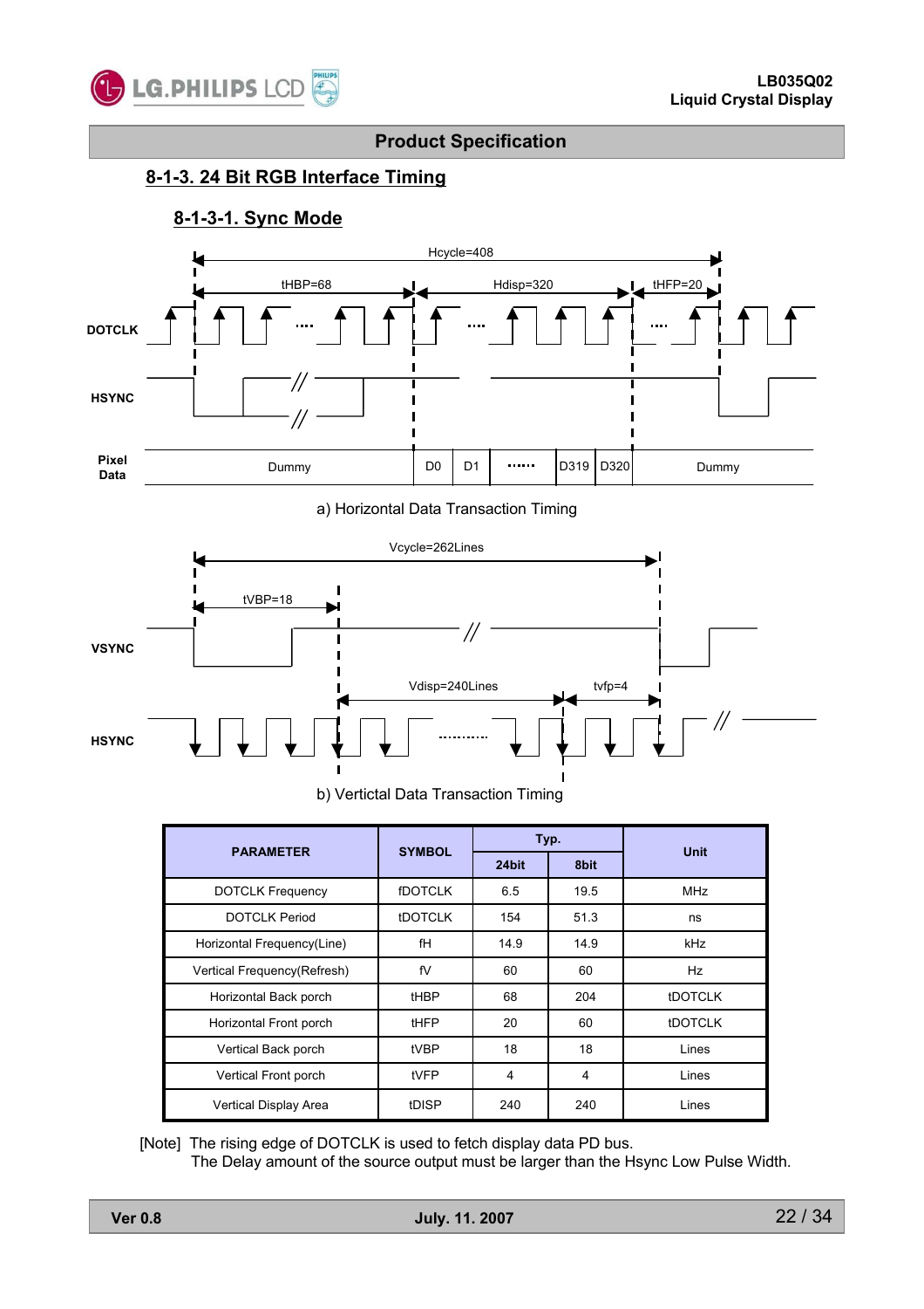## 8-1-3. 24 Bit RGB Interface Timing

### 8-1-3-1. Sync Mode

Hcycle=408

tHBP=68 Hdisp=320 tHFP=20

DOTCLK

HSYNC

Pixel Data: Dummy | D0 | D1 | ...... | D319 | D320 | Dummy

a) Horizontal Data Transaction Timing

Vcycle=262Lines

tVBP=18

VSYNC

Vdisp=240Lines tvfp=4

HSYNC

b) Vertictal Data Transaction Timing

| PARAMETER | SYMBOL | Typ. | | Unit |
|---|---|---|---|---|
| | | 24bit | 8bit | |
| DOTCLK Frequency | fDOTCLK | 6.5 | 19.5 | MHz |
| DOTCLK Period | tDOTCLK | 154 | 51.3 | ns |
| Horizontal Frequency(Line) | fH | 14.9 | 14.9 | kHz |
| Vertical Frequency(Refresh) | fV | 60 | 60 | Hz |
| Horizontal Back porch | tHBP | 68 | 204 | tDOTCLK |
| Horizontal Front porch | tHFP | 20 | 60 | tDOTCLK |
| Vertical Back porch | tVBP | 18 | 18 | Lines |
| Vertical Front porch | tVFP | 4 | 4 | Lines |
| Vertical Display Area | tDISP | 240 | 240 | Lines |

[Note] The rising edge of DOTCLK is used to fetch display data PD bus.
The Delay amount of the source output must be larger than the Hsync Low Pulse Width.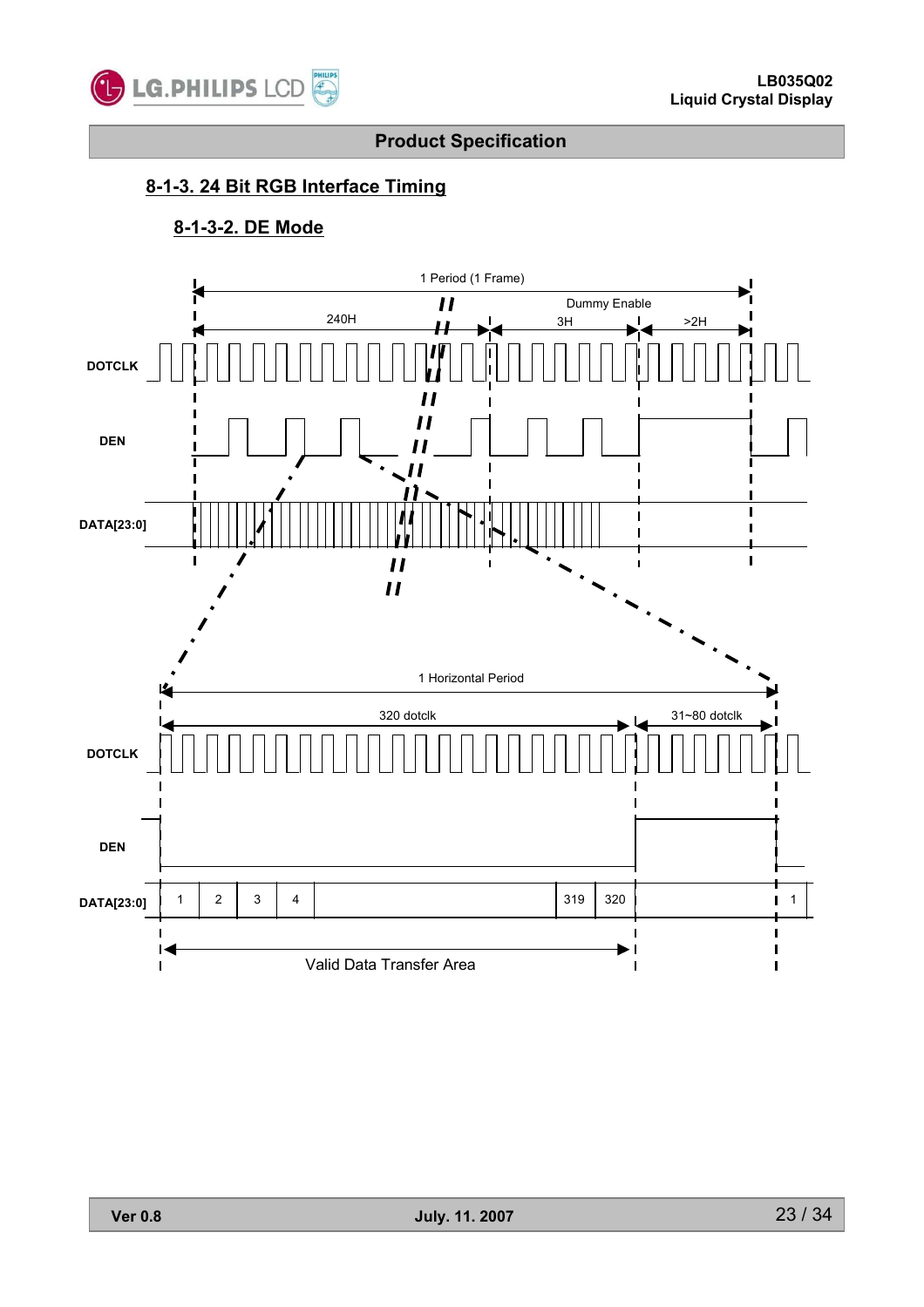## 8-1-3. 24 Bit RGB Interface Timing

### 8-1-3-2. DE Mode

1 Period (1 Frame)

240H

Dummy Enable

3H

>2H

DOTCLK

DEN

DATA[23:0]

1 Horizontal Period

320 dotclk

31~80 dotclk

DOTCLK

DEN

DATA[23:0]

1 2 3 4 319 320 1

Valid Data Transfer Area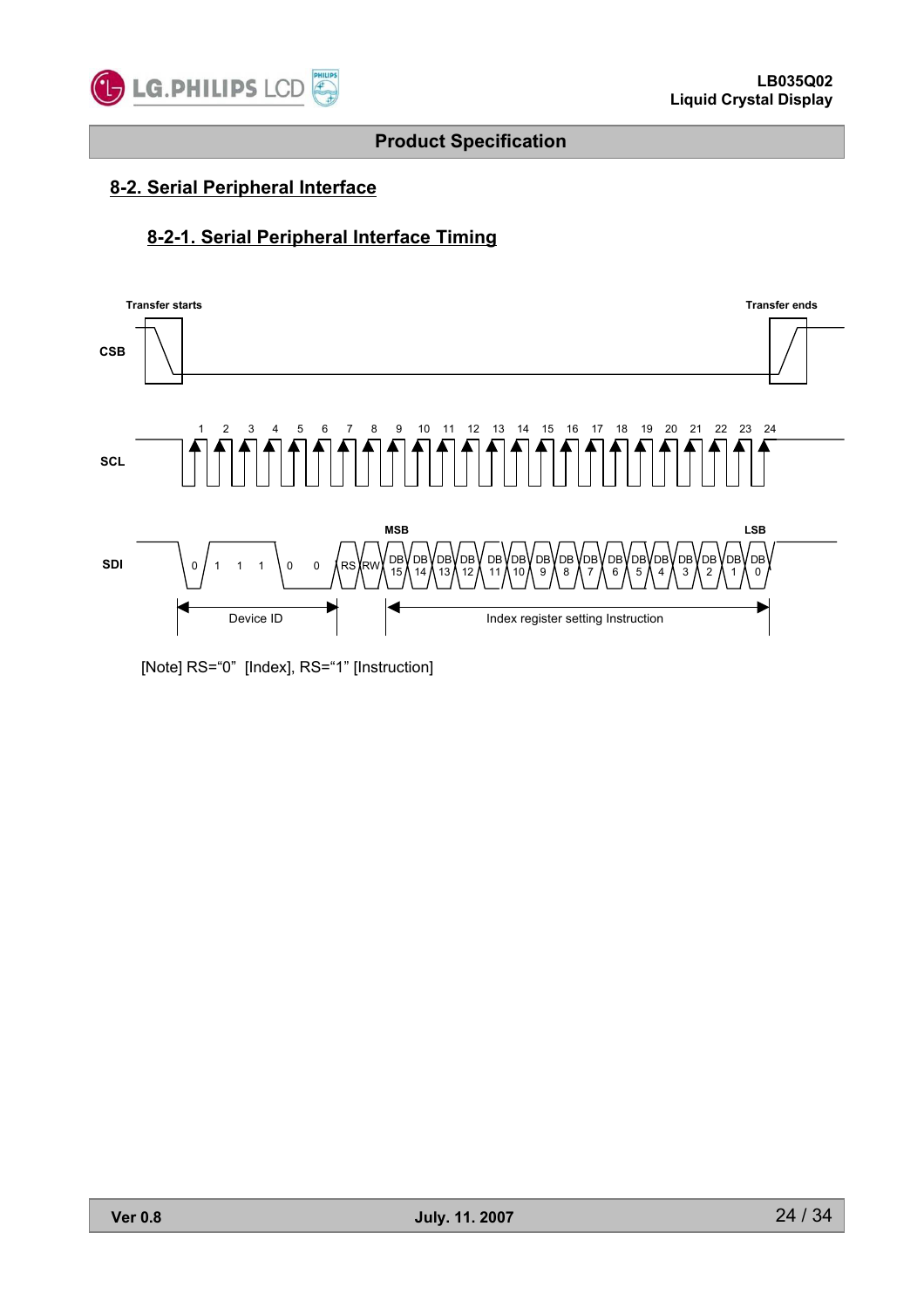## 8-2. Serial Peripheral Interface

### 8-2-1. Serial Peripheral Interface Timing

Transfer starts

Transfer ends

CSB

SCL

1 2 3 4 5 6 7 8 9 10 11 12 13 14 15 16 17 18 19 20 21 22 23 24

MSB

LSB

SDI

0 1 1 1 0 0 RS RW DB 15 DB 14 DB 13 DB 12 DB 11 DB 10 DB 9 DB 8 DB 7 DB 6 DB 5 DB 4 DB 3 DB 2 DB 1 DB 0

Device ID

Index register setting Instruction

[Note] RS="0" [Index], RS="1" [Instruction]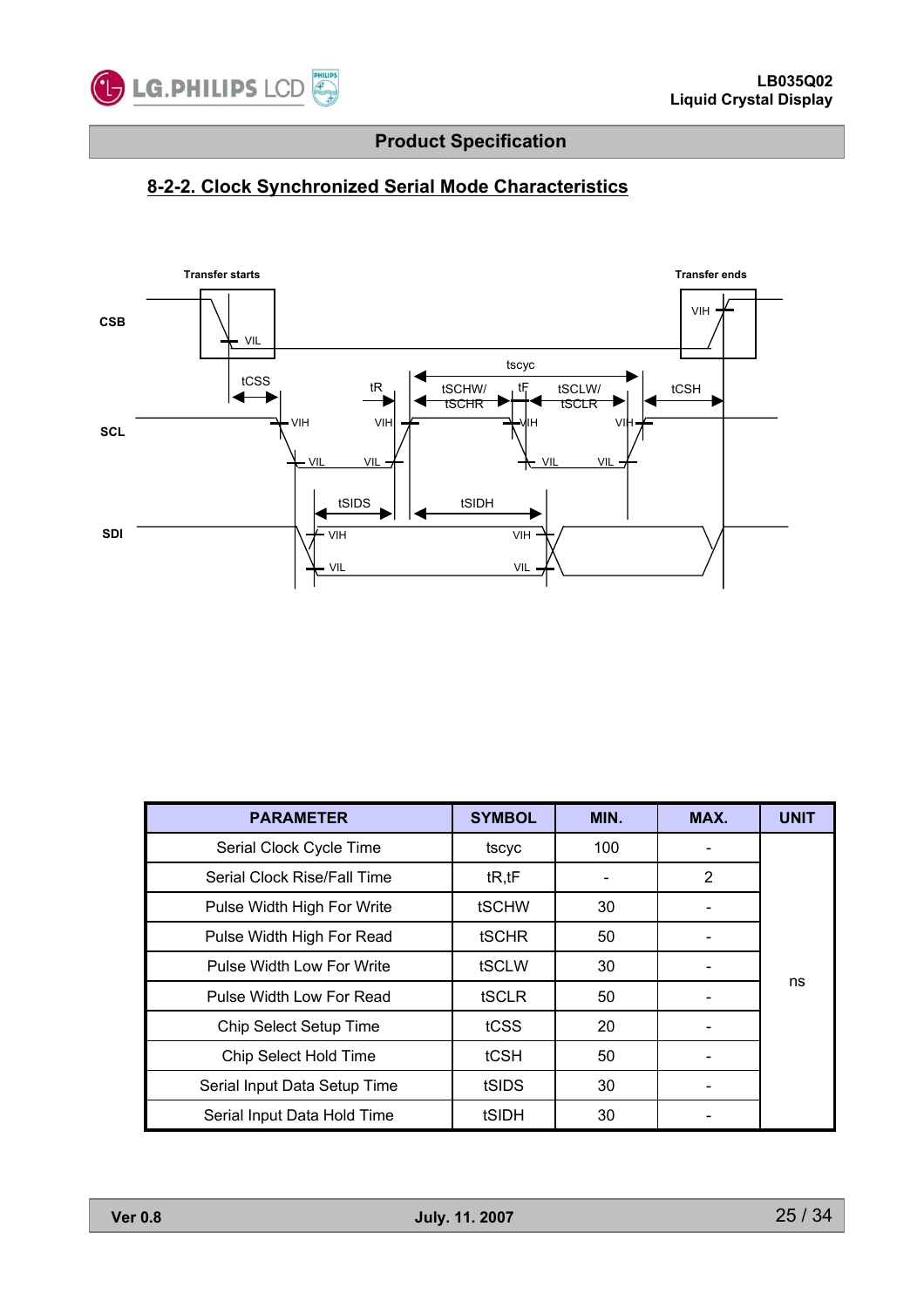## 8-2-2. Clock Synchronized Serial Mode Characteristics

| PARAMETER | SYMBOL | MIN. | MAX. | UNIT |
|---|---|---|---|---|
| Serial Clock Cycle Time | tscyc | 100 | - | ns |
| Serial Clock Rise/Fall Time | tR,tF | - | 2 | |
| Pulse Width High For Write | tSCHW | 30 | - | |
| Pulse Width High For Read | tSCHR | 50 | - | |
| Pulse Width Low For Write | tSCLW | 30 | - | |
| Pulse Width Low For Read | tSCLR | 50 | - | |
| Chip Select Setup Time | tCSS | 20 | - | |
| Chip Select Hold Time | tCSH | 50 | - | |
| Serial Input Data Setup Time | tSIDS | 30 | - | |
| Serial Input Data Hold Time | tSIDH | 30 | - | |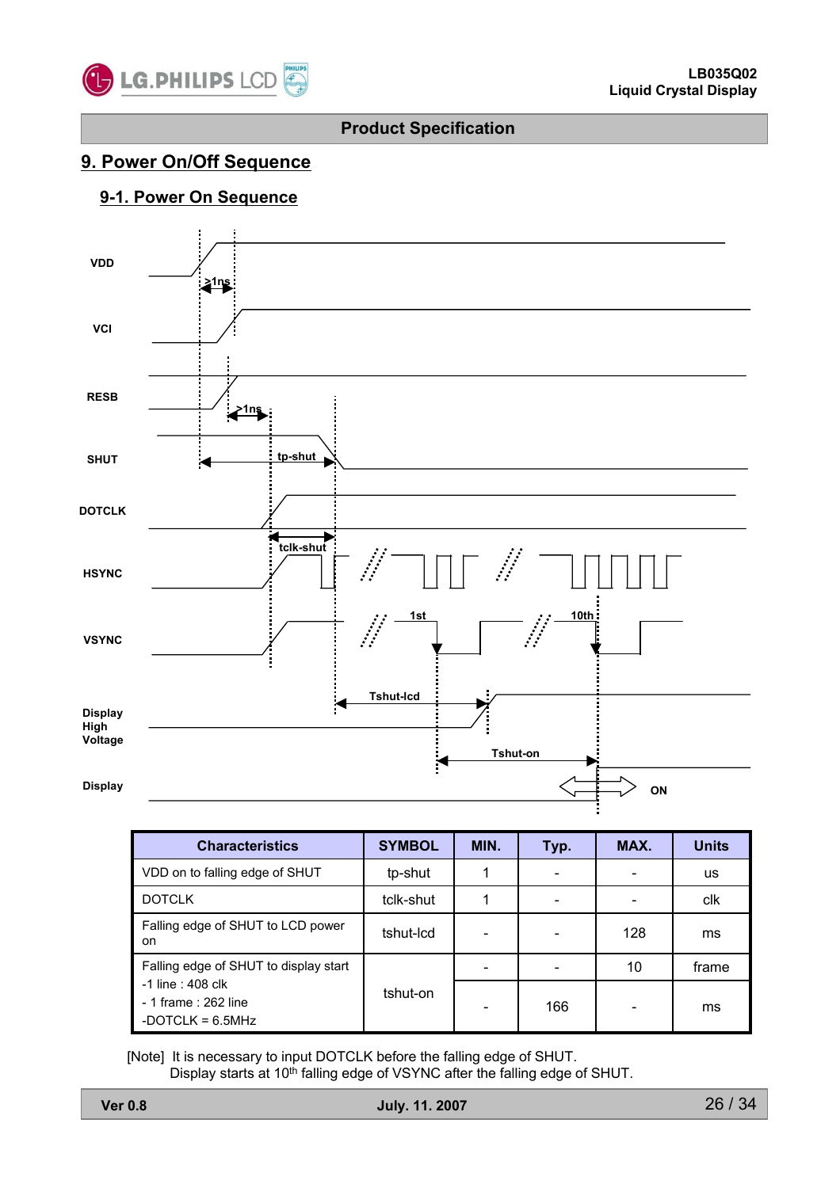## 9. Power On/Off Sequence

### 9-1. Power On Sequence

VDD

VCI

RESB

SHUT

DOTCLK

HSYNC

VSYNC

Display High Voltage

Display

≥1ns

≥1ns

tp-shut

tclk-shut

1st

10th

Tshut-lcd

Tshut-on

ON

| Characteristics | SYMBOL | MIN. | Typ. | MAX. | Units |
|---|---|---|---|---|---|
| VDD on to falling edge of SHUT | tp-shut | 1 | - | - | us |
| DOTCLK | tclk-shut | 1 | - | - | clk |
| Falling edge of SHUT to LCD power on | tshut-lcd | - | - | 128 | ms |
| Falling edge of SHUT to display start<br>-1 line : 408 clk<br>- 1 frame : 262 line<br>-DOTCLK = 6.5MHz | tshut-on | - | - | 10 | frame |
| | | - | 166 | - | ms |

[Note] It is necessary to input DOTCLK before the falling edge of SHUT.
Display starts at 10th falling edge of VSYNC after the falling edge of SHUT.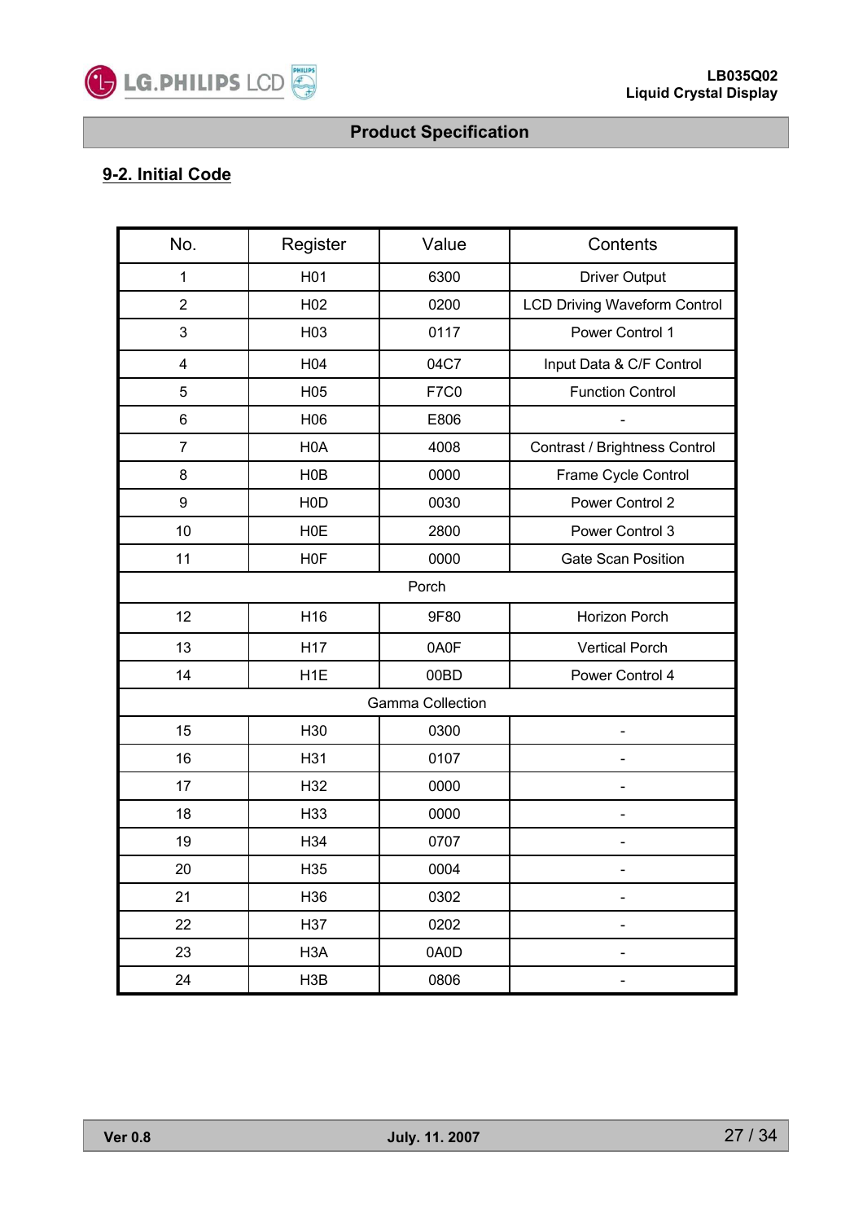## 9-2. Initial Code

| No. | Register | Value | Contents |
|---|---|---|---|
| 1 | H01 | 6300 | Driver Output |
| 2 | H02 | 0200 | LCD Driving Waveform Control |
| 3 | H03 | 0117 | Power Control 1 |
| 4 | H04 | 04C7 | Input Data & C/F Control |
| 5 | H05 | F7C0 | Function Control |
| 6 | H06 | E806 | - |
| 7 | H0A | 4008 | Contrast / Brightness Control |
| 8 | H0B | 0000 | Frame Cycle Control |
| 9 | H0D | 0030 | Power Control 2 |
| 10 | H0E | 2800 | Power Control 3 |
| 11 | H0F | 0000 | Gate Scan Position |
| Porch | | | |
| 12 | H16 | 9F80 | Horizon Porch |
| 13 | H17 | 0A0F | Vertical Porch |
| 14 | H1E | 00BD | Power Control 4 |
| Gamma Collection | | | |
| 15 | H30 | 0300 | - |
| 16 | H31 | 0107 | - |
| 17 | H32 | 0000 | - |
| 18 | H33 | 0000 | - |
| 19 | H34 | 0707 | - |
| 20 | H35 | 0004 | - |
| 21 | H36 | 0302 | - |
| 22 | H37 | 0202 | - |
| 23 | H3A | 0A0D | - |
| 24 | H3B | 0806 | - |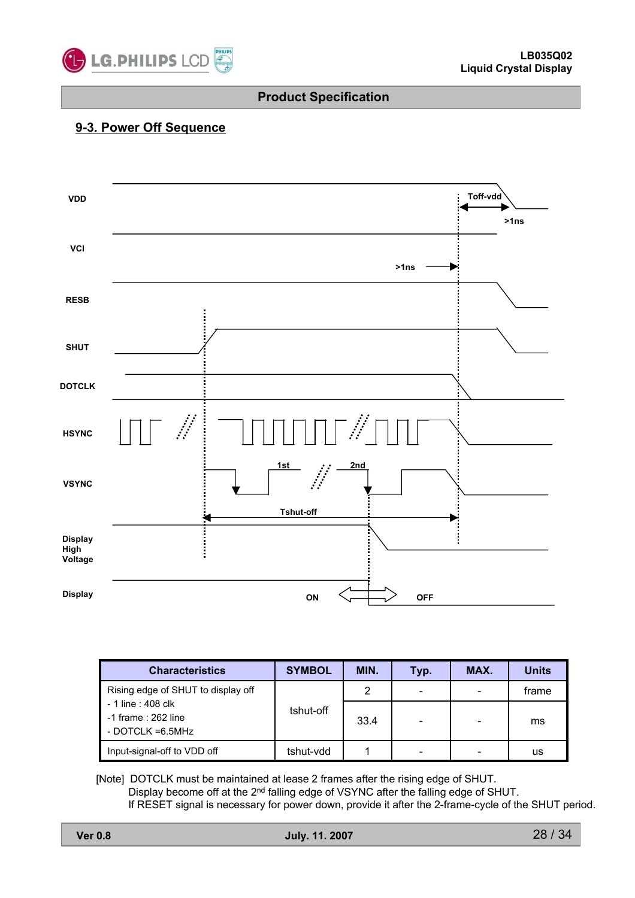## 9-3. Power Off Sequence

VDD

Toff-vdd

>1ns

VCI

>1ns

RESB

SHUT

DOTCLK

HSYNC

1st

2nd

VSYNC

Tshut-off

Display High Voltage

Display

ON

OFF

| Characteristics | SYMBOL | MIN. | Typ. | MAX. | Units |
|---|---|---|---|---|---|
| Rising edge of SHUT to display off<br>- 1 line : 408 clk<br>-1 frame : 262 line<br>- DOTCLK =6.5MHz | tshut-off | 2 | - | - | frame |
| | | 33.4 | - | - | ms |
| Input-signal-off to VDD off | tshut-vdd | 1 | - | - | us |

[Note] DOTCLK must be maintained at lease 2 frames after the rising edge of SHUT.
Display become off at the 2nd falling edge of VSYNC after the falling edge of SHUT.
If RESET signal is necessary for power down, provide it after the 2-frame-cycle of the SHUT period.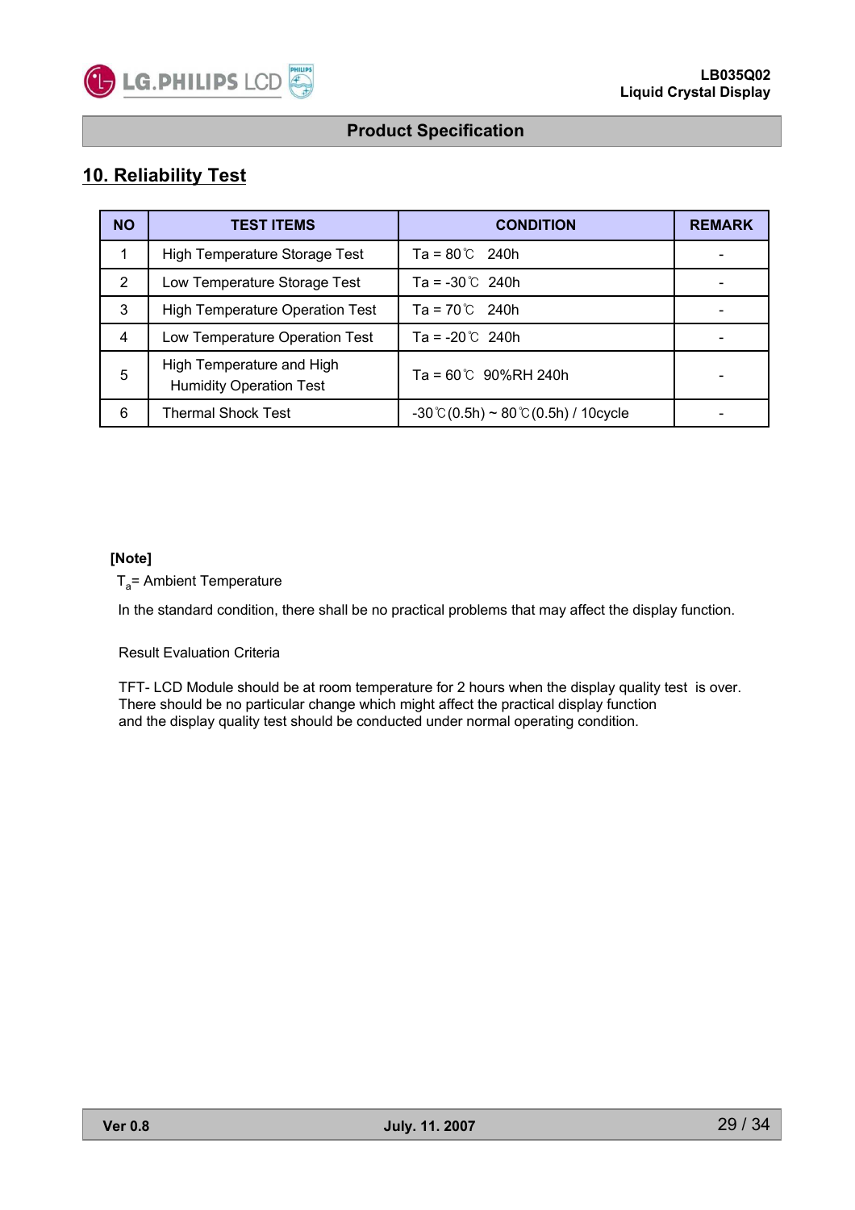## 10. Reliability Test

| NO | TEST ITEMS | CONDITION | REMARK |
|---|---|---|---|
| 1 | High Temperature Storage Test | Ta = 80℃ 240h | - |
| 2 | Low Temperature Storage Test | Ta = -30℃ 240h | - |
| 3 | High Temperature Operation Test | Ta = 70℃ 240h | - |
| 4 | Low Temperature Operation Test | Ta = -20℃ 240h | - |
| 5 | High Temperature and High Humidity Operation Test | Ta = 60℃ 90%RH 240h | - |
| 6 | Thermal Shock Test | -30℃(0.5h) ~ 80℃(0.5h) / 10cycle | - |

**[Note]**

$T_a$= Ambient Temperature

In the standard condition, there shall be no practical problems that may affect the display function.

Result Evaluation Criteria

TFT- LCD Module should be at room temperature for 2 hours when the display quality test is over.
There should be no particular change which might affect the practical display function
and the display quality test should be conducted under normal operating condition.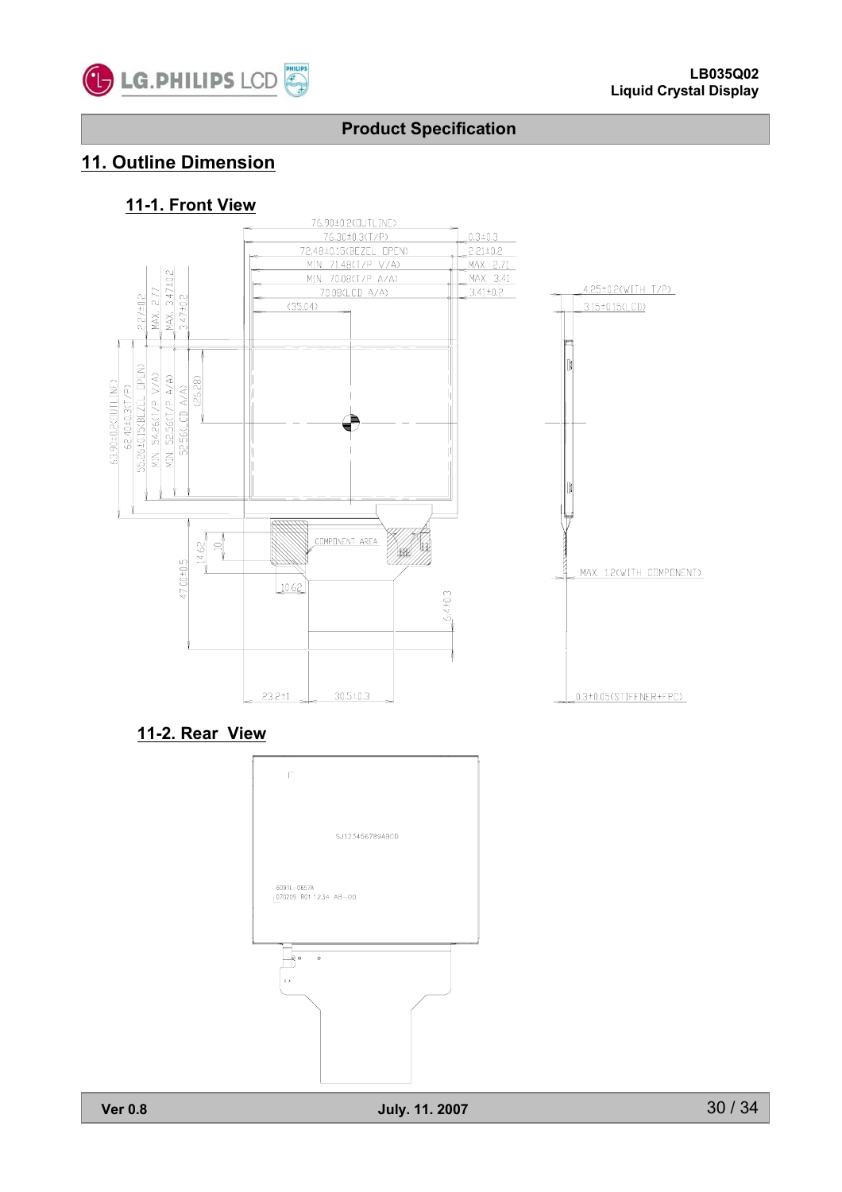## 11. Outline Dimension

### 11-1. Front View

76.90±0.2(OUTLINE)
76.30±0.3(T/P)
72.48±0.15(BEZEL OPEN)
MIN. 71.48(T/P V/A)
MIN. 70.08(T/P A/A)
70.08(LCD A/A)
(35.04)

0.3±0.3
2.21±0.2
MAX. 2.71
MAX. 3.41
3.41±0.2

2.27±0.2
MAX. 2.77
MAX. 3.47±0.2
3.47±0.2

63.90±0.2(OUTLINE)
62.40±0.3(T/P)
55.26±0.15(BEZEL OPEN)
MIN. 54.26(T/P V/A)
MIN. 52.56(T/P A/A)
52.56(LCD A/A)
(26.28)

4.25±0.2(WITH T/P)
3.15±0.15(LCD)

COMPONENT AREA

14.62
10
10.62
47.00±0.5
6.4±0.3

MAX. 1.2(WITH COMPONENT)

23.2±1
30.5±0.3

0.3±0.05(STIFFENER+FPC)

### 11-2. Rear View

SJ123456789ABCD

6091L-0657A
070209 R01 1234 AB--00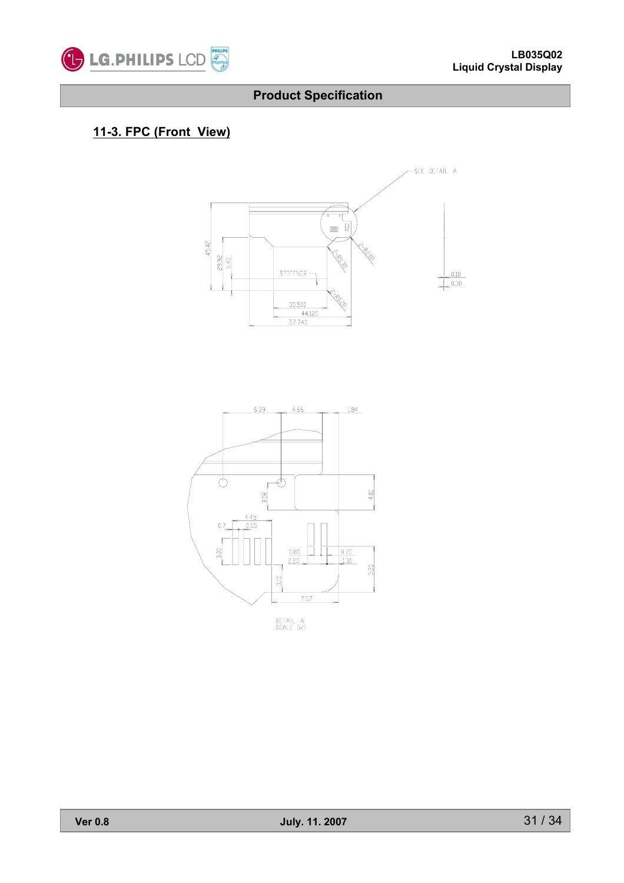## 11-3. FPC (Front View)

SEE DETAIL A

49.42

29.92

6.40

STIFFNER

2-R2.00

2-R0.30

2-R0.20

30.500

44.120

57.740

0.10

0.30

6.39

4.66

1.84

3.08

4.00

4.45

0.7

0.55

3.30

0.80

2.20

0.70

1.31

3.10

5.20

7.57

DETAIL A
SCALE 5/1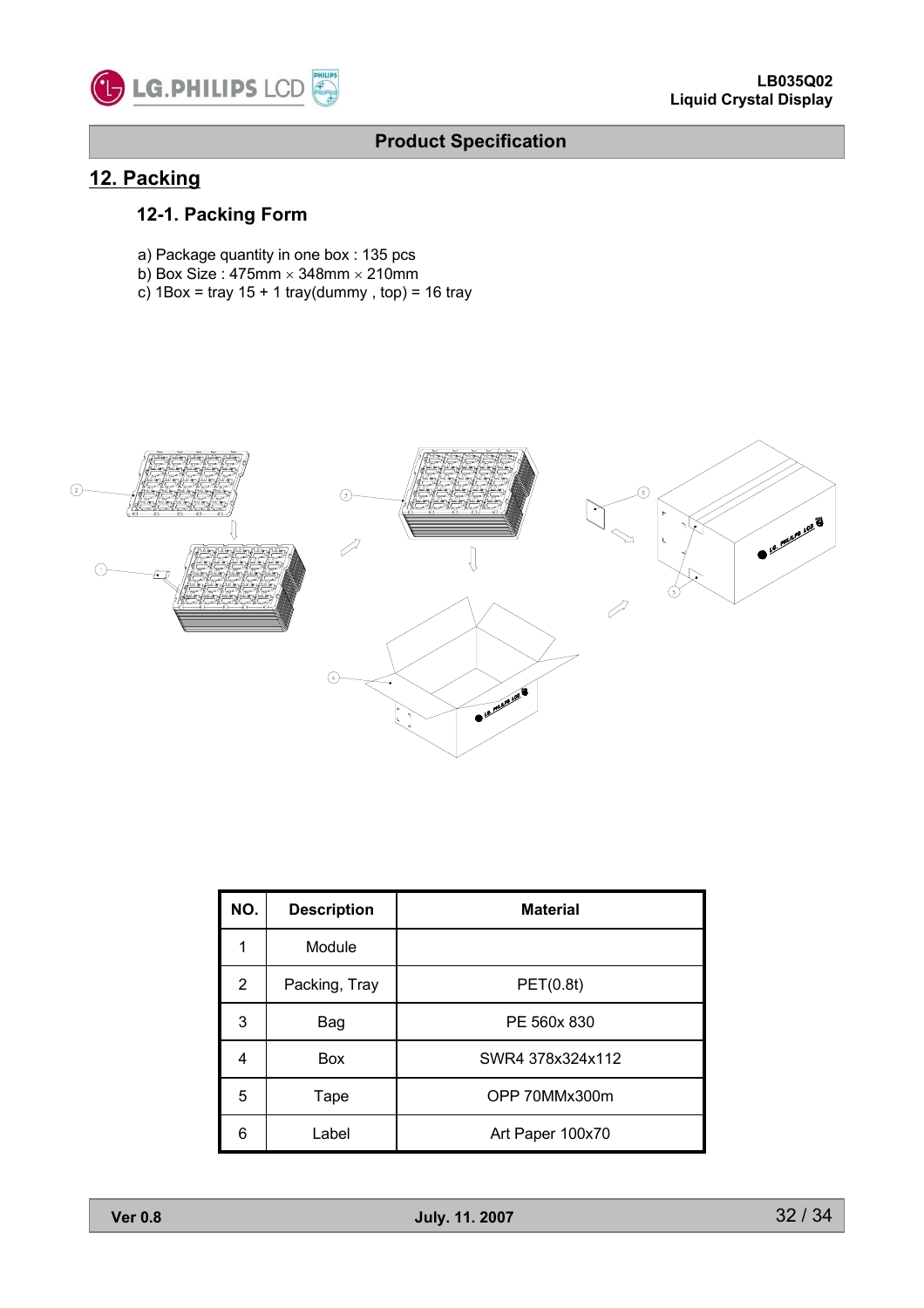## 12. Packing

### 12-1. Packing Form

a) Package quantity in one box : 135 pcs
b) Box Size : 475mm × 348mm × 210mm
c) 1Box = tray 15 + 1 tray(dummy , top) = 16 tray

| NO. | Description | Material |
|---|---|---|
| 1 | Module | |
| 2 | Packing, Tray | PET(0.8t) |
| 3 | Bag | PE 560x 830 |
| 4 | Box | SWR4 378x324x112 |
| 5 | Tape | OPP 70MMx300m |
| 6 | Label | Art Paper 100x70 |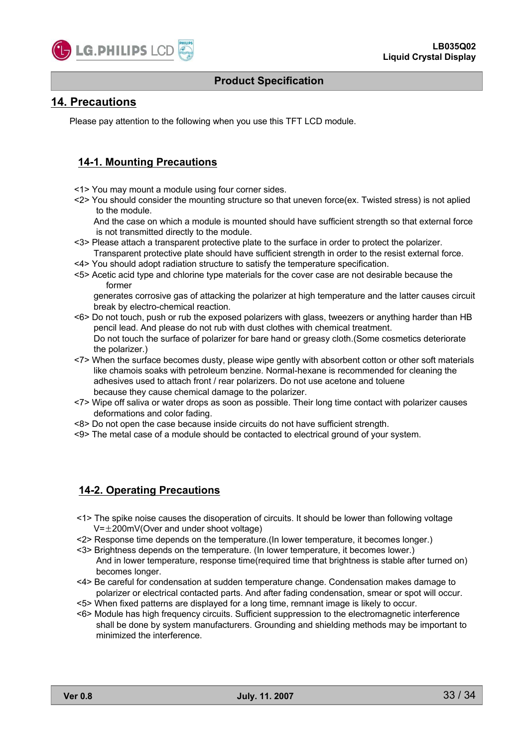## Product Specification

# 14. Precautions

Please pay attention to the following when you use this TFT LCD module.

## 14-1. Mounting Precautions

<1> You may mount a module using four corner sides.
<2> You should consider the mounting structure so that uneven force(ex. Twisted stress) is not aplied to the module.
And the case on which a module is mounted should have sufficient strength so that external force is not transmitted directly to the module.
<3> Please attach a transparent protective plate to the surface in order to protect the polarizer.
Transparent protective plate should have sufficient strength in order to the resist external force.
<4> You should adopt radiation structure to satisfy the temperature specification.
<5> Acetic acid type and chlorine type materials for the cover case are not desirable because the former
generates corrosive gas of attacking the polarizer at high temperature and the latter causes circuit break by electro-chemical reaction.
<6> Do not touch, push or rub the exposed polarizers with glass, tweezers or anything harder than HB pencil lead. And please do not rub with dust clothes with chemical treatment.
Do not touch the surface of polarizer for bare hand or greasy cloth.(Some cosmetics deteriorate the polarizer.)
<7> When the surface becomes dusty, please wipe gently with absorbent cotton or other soft materials like chamois soaks with petroleum benzine. Normal-hexane is recommended for cleaning the adhesives used to attach front / rear polarizers. Do not use acetone and toluene
because they cause chemical damage to the polarizer.
<7> Wipe off saliva or water drops as soon as possible. Their long time contact with polarizer causes deformations and color fading.
<8> Do not open the case because inside circuits do not have sufficient strength.
<9> The metal case of a module should be contacted to electrical ground of your system.

## 14-2. Operating Precautions

<1> The spike noise causes the disoperation of circuits. It should be lower than following voltage
V=±200mV(Over and under shoot voltage)
<2> Response time depends on the temperature.(In lower temperature, it becomes longer.)
<3> Brightness depends on the temperature. (In lower temperature, it becomes lower.)
And in lower temperature, response time(required time that brightness is stable after turned on) becomes longer.
<4> Be careful for condensation at sudden temperature change. Condensation makes damage to polarizer or electrical contacted parts. And after fading condensation, smear or spot will occur.
<5> When fixed patterns are displayed for a long time, remnant image is likely to occur.
<6> Module has high frequency circuits. Sufficient suppression to the electromagnetic interference shall be done by system manufacturers. Grounding and shielding methods may be important to minimized the interference.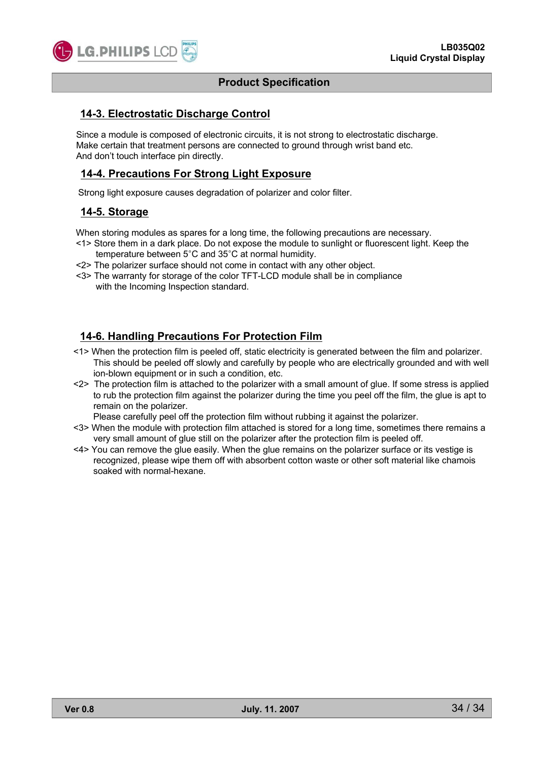## 14-3. Electrostatic Discharge Control

Since a module is composed of electronic circuits, it is not strong to electrostatic discharge.
Make certain that treatment persons are connected to ground through wrist band etc.
And don't touch interface pin directly.

## 14-4. Precautions For Strong Light Exposure

Strong light exposure causes degradation of polarizer and color filter.

## 14-5. Storage

When storing modules as spares for a long time, the following precautions are necessary.

<1> Store them in a dark place. Do not expose the module to sunlight or fluorescent light. Keep the temperature between 5°C and 35°C at normal humidity.

<2> The polarizer surface should not come in contact with any other object.

<3> The warranty for storage of the color TFT-LCD module shall be in compliance with the Incoming Inspection standard.

## 14-6. Handling Precautions For Protection Film

<1> When the protection film is peeled off, static electricity is generated between the film and polarizer. This should be peeled off slowly and carefully by people who are electrically grounded and with well ion-blown equipment or in such a condition, etc.

<2> The protection film is attached to the polarizer with a small amount of glue. If some stress is applied to rub the protection film against the polarizer during the time you peel off the film, the glue is apt to remain on the polarizer.
Please carefully peel off the protection film without rubbing it against the polarizer.

<3> When the module with protection film attached is stored for a long time, sometimes there remains a very small amount of glue still on the polarizer after the protection film is peeled off.

<4> You can remove the glue easily. When the glue remains on the polarizer surface or its vestige is recognized, please wipe them off with absorbent cotton waste or other soft material like chamois soaked with normal-hexane.